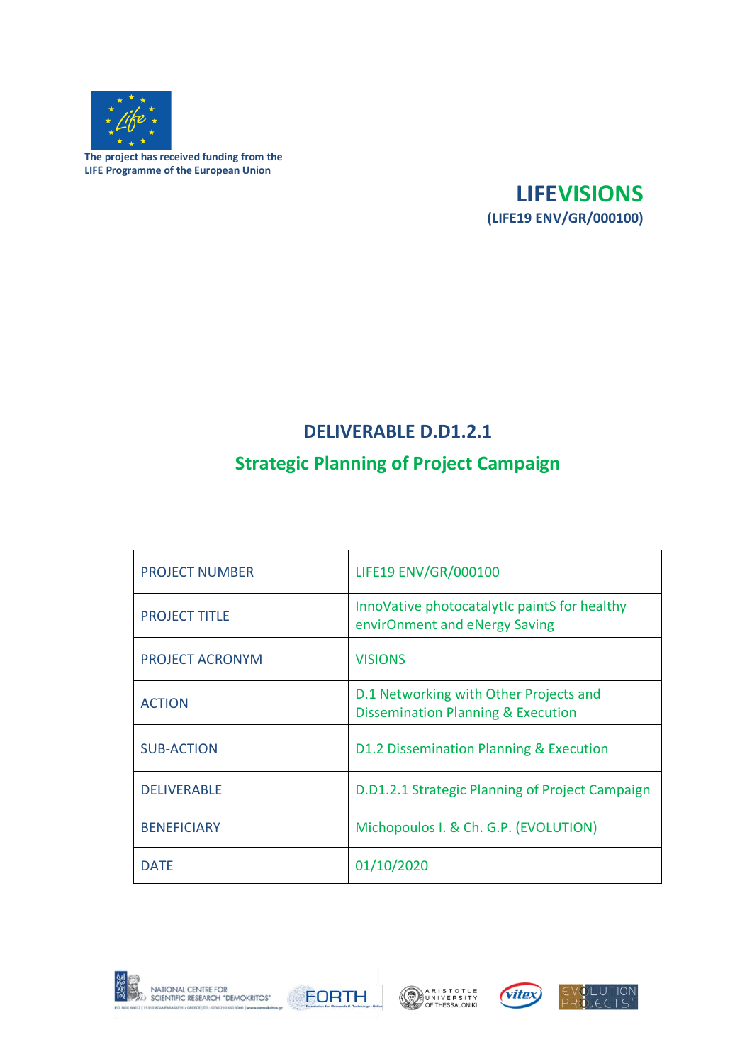The project has received funding from the LIFE Programme of the European Union

**LIFEVISIONS**
**(LIFE19 ENV/GR/000100)**

# DELIVERABLE D.D1.2.1

## Strategic Planning of Project Campaign

| PROJECT NUMBER | LIFE19 ENV/GR/000100 |
|---|---|
| PROJECT TITLE | InnoVative photocatalytIc paintS for healthy envirOnment and eNergy Saving |
| PROJECT ACRONYM | VISIONS |
| ACTION | D.1 Networking with Other Projects and Dissemination Planning & Execution |
| SUB-ACTION | D1.2 Dissemination Planning & Execution |
| DELIVERABLE | D.D1.2.1 Strategic Planning of Project Campaign |
| BENEFICIARY | Michopoulos I. & Ch. G.P. (EVOLUTION) |
| DATE | 01/10/2020 |

NATIONAL CENTRE FOR SCIENTIFIC RESEARCH "DEMOKRITOS" | FORTH | ARISTOTLE UNIVERSITY OF THESSALONIKI | vitex | EVOLUTION PROJECTS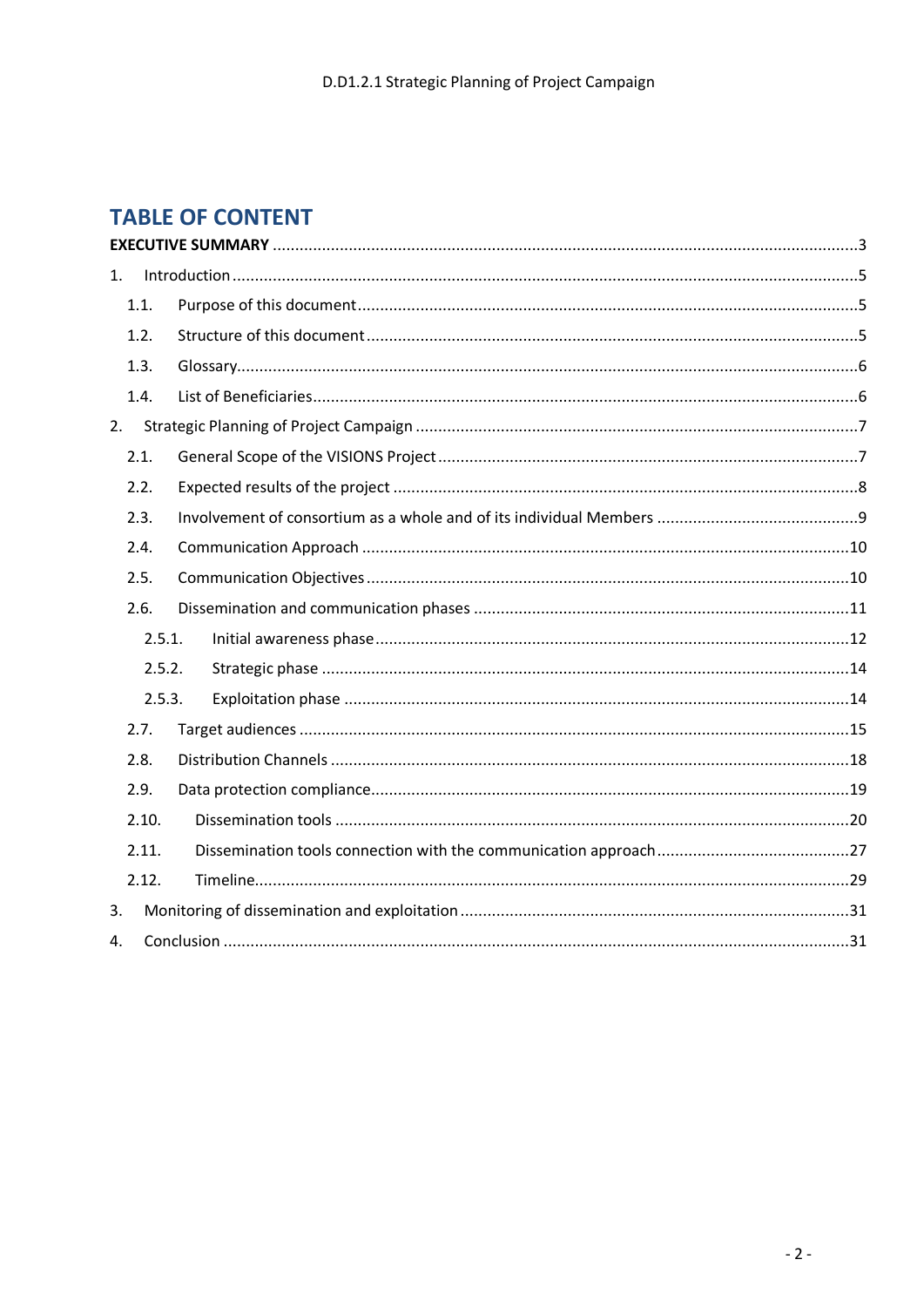# TABLE OF CONTENT

**EXECUTIVE SUMMARY** ..... 3

1. Introduction ..... 5
   - 1.1. Purpose of this document ..... 5
   - 1.2. Structure of this document ..... 5
   - 1.3. Glossary ..... 6
   - 1.4. List of Beneficiaries ..... 6
2. Strategic Planning of Project Campaign ..... 7
   - 2.1. General Scope of the VISIONS Project ..... 7
   - 2.2. Expected results of the project ..... 8
   - 2.3. Involvement of consortium as a whole and of its individual Members ..... 9
   - 2.4. Communication Approach ..... 10
   - 2.5. Communication Objectives ..... 10
   - 2.6. Dissemination and communication phases ..... 11
     - 2.5.1. Initial awareness phase ..... 12
     - 2.5.2. Strategic phase ..... 14
     - 2.5.3. Exploitation phase ..... 14
   - 2.7. Target audiences ..... 15
   - 2.8. Distribution Channels ..... 18
   - 2.9. Data protection compliance ..... 19
   - 2.10. Dissemination tools ..... 20
   - 2.11. Dissemination tools connection with the communication approach ..... 27
   - 2.12. Timeline ..... 29
3. Monitoring of dissemination and exploitation ..... 31
4. Conclusion ..... 31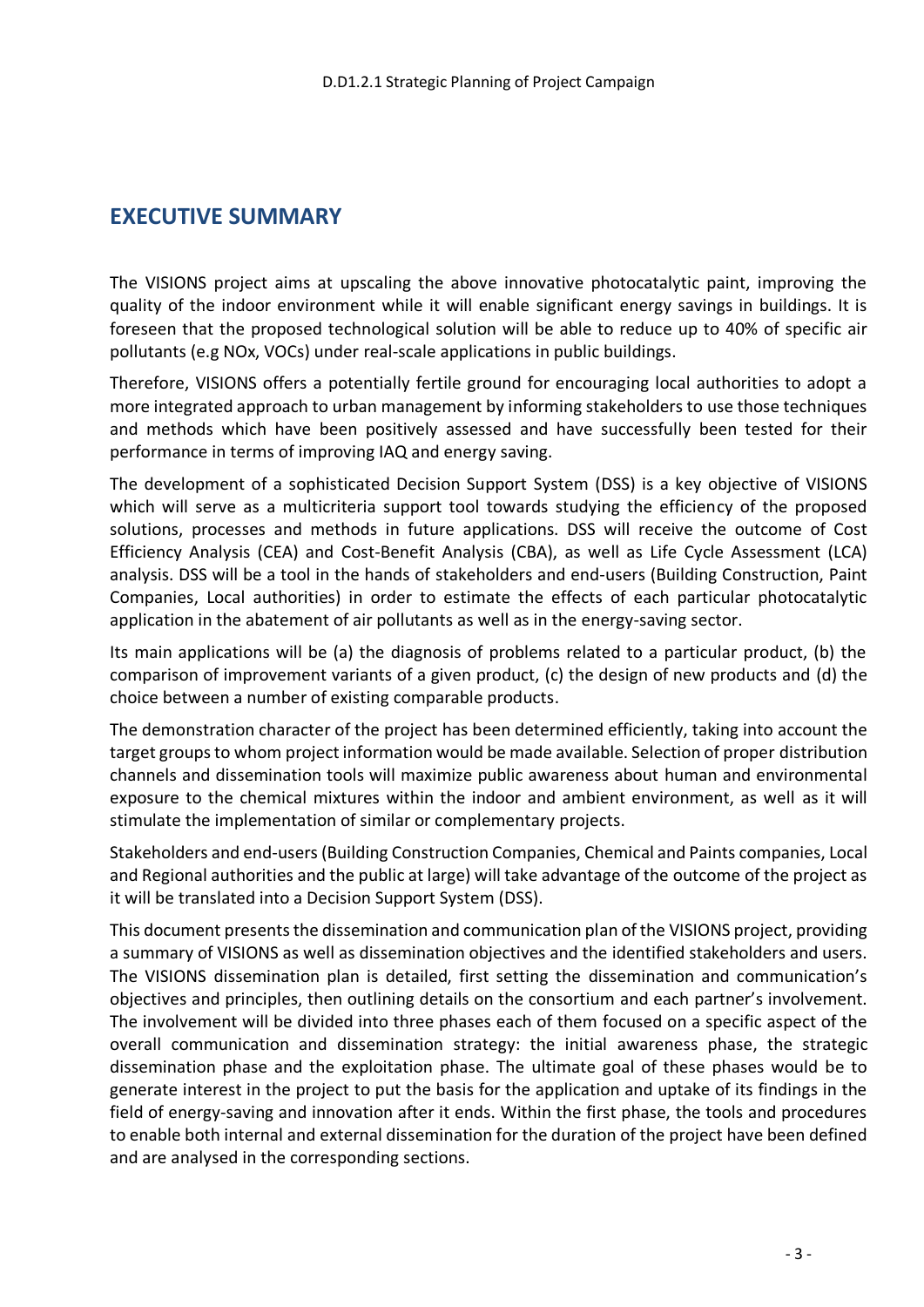# EXECUTIVE SUMMARY

The VISIONS project aims at upscaling the above innovative photocatalytic paint, improving the quality of the indoor environment while it will enable significant energy savings in buildings. It is foreseen that the proposed technological solution will be able to reduce up to 40% of specific air pollutants (e.g NOx, VOCs) under real-scale applications in public buildings.

Therefore, VISIONS offers a potentially fertile ground for encouraging local authorities to adopt a more integrated approach to urban management by informing stakeholders to use those techniques and methods which have been positively assessed and have successfully been tested for their performance in terms of improving IAQ and energy saving.

The development of a sophisticated Decision Support System (DSS) is a key objective of VISIONS which will serve as a multicriteria support tool towards studying the efficiency of the proposed solutions, processes and methods in future applications. DSS will receive the outcome of Cost Efficiency Analysis (CEA) and Cost-Benefit Analysis (CBA), as well as Life Cycle Assessment (LCA) analysis. DSS will be a tool in the hands of stakeholders and end-users (Building Construction, Paint Companies, Local authorities) in order to estimate the effects of each particular photocatalytic application in the abatement of air pollutants as well as in the energy-saving sector.

Its main applications will be (a) the diagnosis of problems related to a particular product, (b) the comparison of improvement variants of a given product, (c) the design of new products and (d) the choice between a number of existing comparable products.

The demonstration character of the project has been determined efficiently, taking into account the target groups to whom project information would be made available. Selection of proper distribution channels and dissemination tools will maximize public awareness about human and environmental exposure to the chemical mixtures within the indoor and ambient environment, as well as it will stimulate the implementation of similar or complementary projects.

Stakeholders and end-users (Building Construction Companies, Chemical and Paints companies, Local and Regional authorities and the public at large) will take advantage of the outcome of the project as it will be translated into a Decision Support System (DSS).

This document presents the dissemination and communication plan of the VISIONS project, providing a summary of VISIONS as well as dissemination objectives and the identified stakeholders and users. The VISIONS dissemination plan is detailed, first setting the dissemination and communication's objectives and principles, then outlining details on the consortium and each partner's involvement. The involvement will be divided into three phases each of them focused on a specific aspect of the overall communication and dissemination strategy: the initial awareness phase, the strategic dissemination phase and the exploitation phase. The ultimate goal of these phases would be to generate interest in the project to put the basis for the application and uptake of its findings in the field of energy-saving and innovation after it ends. Within the first phase, the tools and procedures to enable both internal and external dissemination for the duration of the project have been defined and are analysed in the corresponding sections.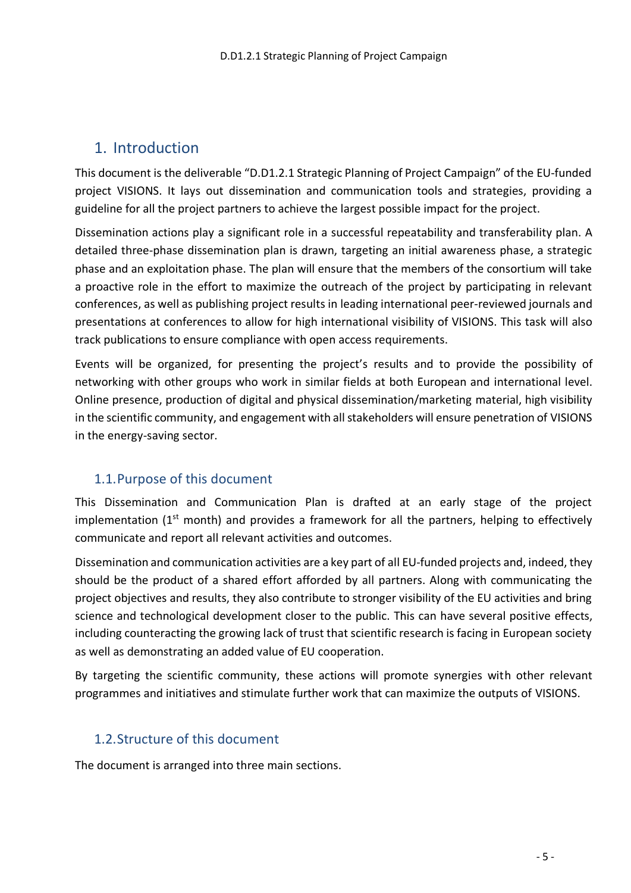# 1. Introduction

This document is the deliverable "D.D1.2.1 Strategic Planning of Project Campaign" of the EU-funded project VISIONS. It lays out dissemination and communication tools and strategies, providing a guideline for all the project partners to achieve the largest possible impact for the project.

Dissemination actions play a significant role in a successful repeatability and transferability plan. A detailed three-phase dissemination plan is drawn, targeting an initial awareness phase, a strategic phase and an exploitation phase. The plan will ensure that the members of the consortium will take a proactive role in the effort to maximize the outreach of the project by participating in relevant conferences, as well as publishing project results in leading international peer-reviewed journals and presentations at conferences to allow for high international visibility of VISIONS. This task will also track publications to ensure compliance with open access requirements.

Events will be organized, for presenting the project's results and to provide the possibility of networking with other groups who work in similar fields at both European and international level. Online presence, production of digital and physical dissemination/marketing material, high visibility in the scientific community, and engagement with all stakeholders will ensure penetration of VISIONS in the energy-saving sector.

## 1.1. Purpose of this document

This Dissemination and Communication Plan is drafted at an early stage of the project implementation (1st month) and provides a framework for all the partners, helping to effectively communicate and report all relevant activities and outcomes.

Dissemination and communication activities are a key part of all EU-funded projects and, indeed, they should be the product of a shared effort afforded by all partners. Along with communicating the project objectives and results, they also contribute to stronger visibility of the EU activities and bring science and technological development closer to the public. This can have several positive effects, including counteracting the growing lack of trust that scientific research is facing in European society as well as demonstrating an added value of EU cooperation.

By targeting the scientific community, these actions will promote synergies with other relevant programmes and initiatives and stimulate further work that can maximize the outputs of VISIONS.

## 1.2. Structure of this document

The document is arranged into three main sections.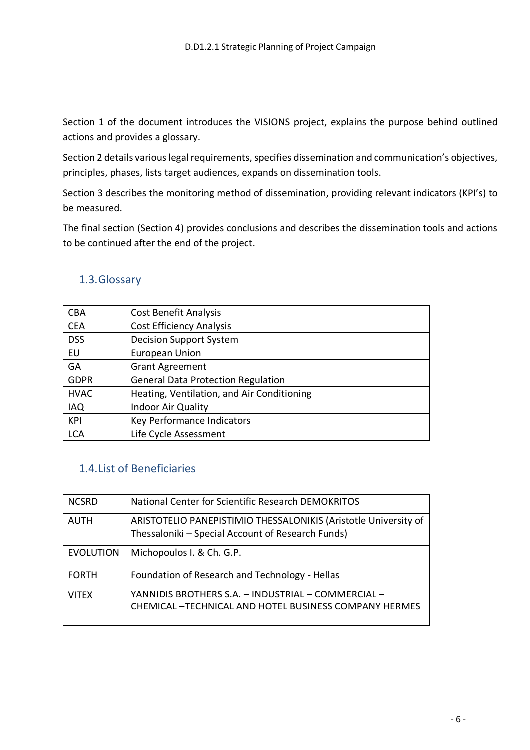Section 1 of the document introduces the VISIONS project, explains the purpose behind outlined actions and provides a glossary.

Section 2 details various legal requirements, specifies dissemination and communication's objectives, principles, phases, lists target audiences, expands on dissemination tools.

Section 3 describes the monitoring method of dissemination, providing relevant indicators (KPI's) to be measured.

The final section (Section 4) provides conclusions and describes the dissemination tools and actions to be continued after the end of the project.

## 1.3. Glossary

| | |
|---|---|
| CBA | Cost Benefit Analysis |
| CEA | Cost Efficiency Analysis |
| DSS | Decision Support System |
| EU | European Union |
| GA | Grant Agreement |
| GDPR | General Data Protection Regulation |
| HVAC | Heating, Ventilation, and Air Conditioning |
| IAQ | Indoor Air Quality |
| KPI | Key Performance Indicators |
| LCA | Life Cycle Assessment |

## 1.4. List of Beneficiaries

| | |
|---|---|
| NCSRD | National Center for Scientific Research DEMOKRITOS |
| AUTH | ARISTOTELIO PANEPISTIMIO THESSALONIKIS (Aristotle University of Thessaloniki – Special Account of Research Funds) |
| EVOLUTION | Michopoulos I. & Ch. G.P. |
| FORTH | Foundation of Research and Technology - Hellas |
| VITEX | YANNIDIS BROTHERS S.A. – INDUSTRIAL – COMMERCIAL – CHEMICAL –TECHNICAL AND HOTEL BUSINESS COMPANY HERMES |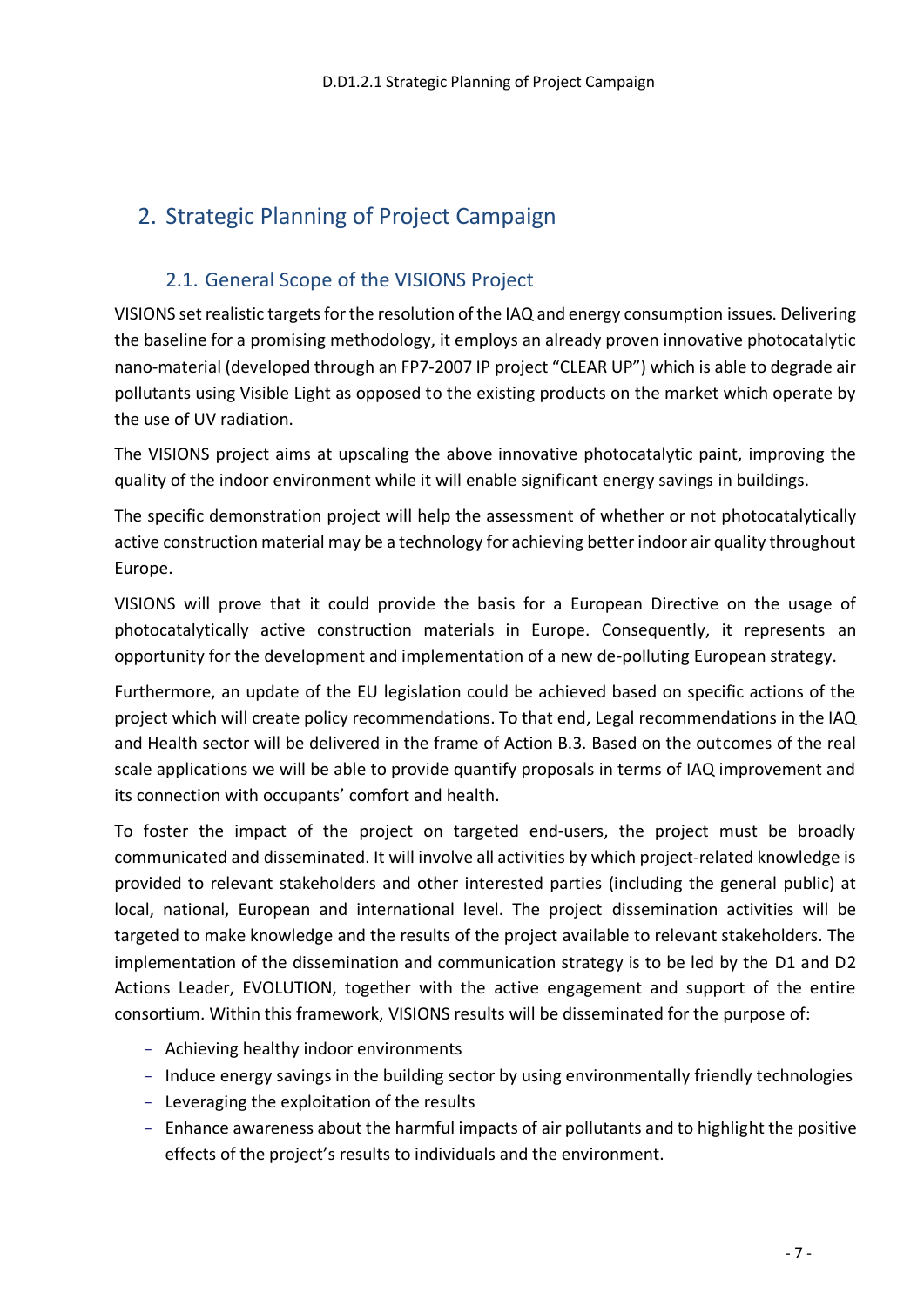# 2. Strategic Planning of Project Campaign

## 2.1. General Scope of the VISIONS Project

VISIONS set realistic targets for the resolution of the IAQ and energy consumption issues. Delivering the baseline for a promising methodology, it employs an already proven innovative photocatalytic nano-material (developed through an FP7-2007 IP project "CLEAR UP") which is able to degrade air pollutants using Visible Light as opposed to the existing products on the market which operate by the use of UV radiation.

The VISIONS project aims at upscaling the above innovative photocatalytic paint, improving the quality of the indoor environment while it will enable significant energy savings in buildings.

The specific demonstration project will help the assessment of whether or not photocatalytically active construction material may be a technology for achieving better indoor air quality throughout Europe.

VISIONS will prove that it could provide the basis for a European Directive on the usage of photocatalytically active construction materials in Europe. Consequently, it represents an opportunity for the development and implementation of a new de-polluting European strategy.

Furthermore, an update of the EU legislation could be achieved based on specific actions of the project which will create policy recommendations. To that end, Legal recommendations in the IAQ and Health sector will be delivered in the frame of Action B.3. Based on the outcomes of the real scale applications we will be able to provide quantify proposals in terms of IAQ improvement and its connection with occupants' comfort and health.

To foster the impact of the project on targeted end-users, the project must be broadly communicated and disseminated. It will involve all activities by which project-related knowledge is provided to relevant stakeholders and other interested parties (including the general public) at local, national, European and international level. The project dissemination activities will be targeted to make knowledge and the results of the project available to relevant stakeholders. The implementation of the dissemination and communication strategy is to be led by the D1 and D2 Actions Leader, EVOLUTION, together with the active engagement and support of the entire consortium. Within this framework, VISIONS results will be disseminated for the purpose of:

- Achieving healthy indoor environments
- Induce energy savings in the building sector by using environmentally friendly technologies
- Leveraging the exploitation of the results
- Enhance awareness about the harmful impacts of air pollutants and to highlight the positive effects of the project's results to individuals and the environment.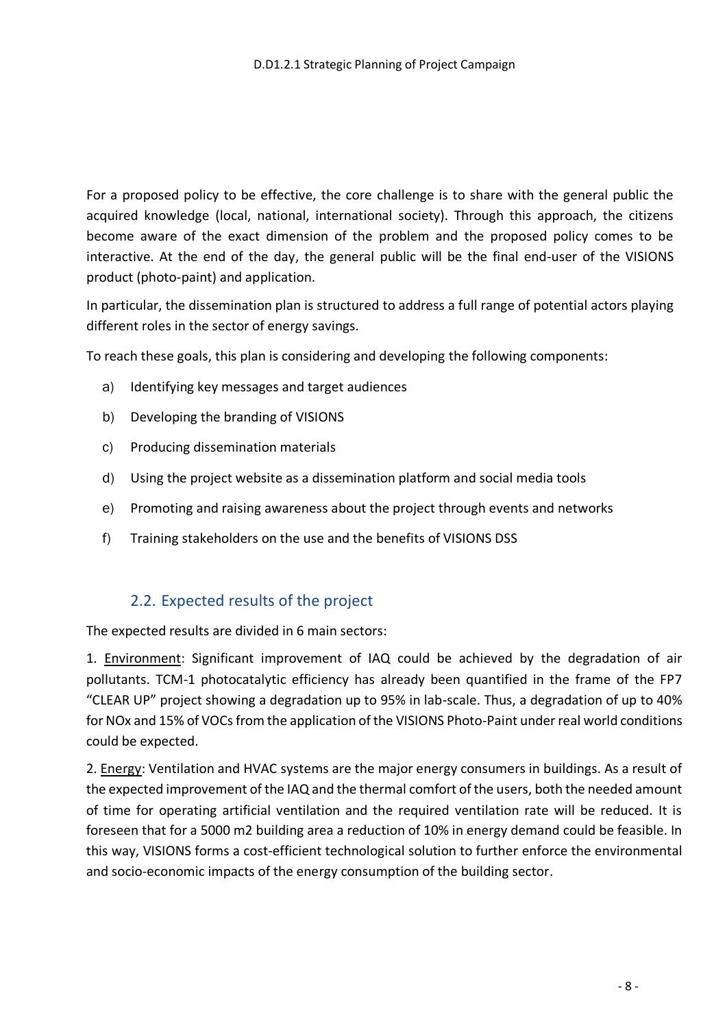For a proposed policy to be effective, the core challenge is to share with the general public the acquired knowledge (local, national, international society). Through this approach, the citizens become aware of the exact dimension of the problem and the proposed policy comes to be interactive. At the end of the day, the general public will be the final end-user of the VISIONS product (photo-paint) and application.

In particular, the dissemination plan is structured to address a full range of potential actors playing different roles in the sector of energy savings.

To reach these goals, this plan is considering and developing the following components:

a) Identifying key messages and target audiences
b) Developing the branding of VISIONS
c) Producing dissemination materials
d) Using the project website as a dissemination platform and social media tools
e) Promoting and raising awareness about the project through events and networks
f) Training stakeholders on the use and the benefits of VISIONS DSS

## 2.2. Expected results of the project

The expected results are divided in 6 main sectors:

1. Environment: Significant improvement of IAQ could be achieved by the degradation of air pollutants. TCM-1 photocatalytic efficiency has already been quantified in the frame of the FP7 “CLEAR UP” project showing a degradation up to 95% in lab-scale. Thus, a degradation of up to 40% for NOx and 15% of VOCs from the application of the VISIONS Photo-Paint under real world conditions could be expected.

2. Energy: Ventilation and HVAC systems are the major energy consumers in buildings. As a result of the expected improvement of the IAQ and the thermal comfort of the users, both the needed amount of time for operating artificial ventilation and the required ventilation rate will be reduced. It is foreseen that for a 5000 m2 building area a reduction of 10% in energy demand could be feasible. In this way, VISIONS forms a cost-efficient technological solution to further enforce the environmental and socio-economic impacts of the energy consumption of the building sector.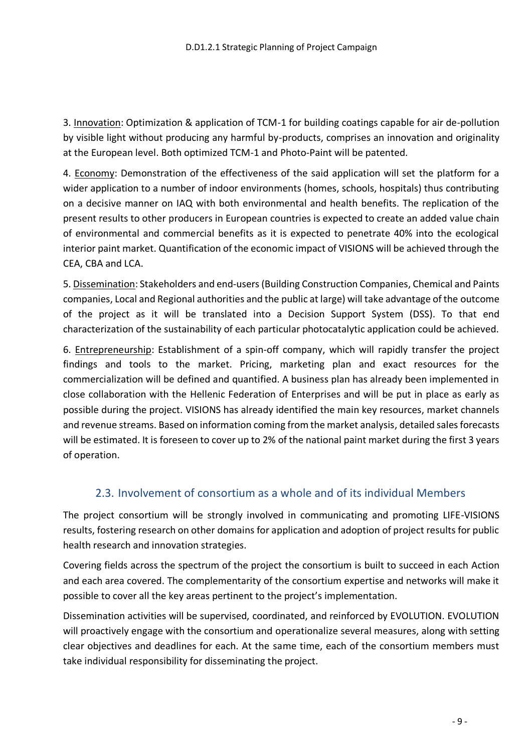3. Innovation: Optimization & application of TCM-1 for building coatings capable for air de-pollution by visible light without producing any harmful by-products, comprises an innovation and originality at the European level. Both optimized TCM-1 and Photo-Paint will be patented.

4. Economy: Demonstration of the effectiveness of the said application will set the platform for a wider application to a number of indoor environments (homes, schools, hospitals) thus contributing on a decisive manner on IAQ with both environmental and health benefits. The replication of the present results to other producers in European countries is expected to create an added value chain of environmental and commercial benefits as it is expected to penetrate 40% into the ecological interior paint market. Quantification of the economic impact of VISIONS will be achieved through the CEA, CBA and LCA.

5. Dissemination: Stakeholders and end-users (Building Construction Companies, Chemical and Paints companies, Local and Regional authorities and the public at large) will take advantage of the outcome of the project as it will be translated into a Decision Support System (DSS). To that end characterization of the sustainability of each particular photocatalytic application could be achieved.

6. Entrepreneurship: Establishment of a spin-off company, which will rapidly transfer the project findings and tools to the market. Pricing, marketing plan and exact resources for the commercialization will be defined and quantified. A business plan has already been implemented in close collaboration with the Hellenic Federation of Enterprises and will be put in place as early as possible during the project. VISIONS has already identified the main key resources, market channels and revenue streams. Based on information coming from the market analysis, detailed sales forecasts will be estimated. It is foreseen to cover up to 2% of the national paint market during the first 3 years of operation.

## 2.3. Involvement of consortium as a whole and of its individual Members

The project consortium will be strongly involved in communicating and promoting LIFE-VISIONS results, fostering research on other domains for application and adoption of project results for public health research and innovation strategies.

Covering fields across the spectrum of the project the consortium is built to succeed in each Action and each area covered. The complementarity of the consortium expertise and networks will make it possible to cover all the key areas pertinent to the project's implementation.

Dissemination activities will be supervised, coordinated, and reinforced by EVOLUTION. EVOLUTION will proactively engage with the consortium and operationalize several measures, along with setting clear objectives and deadlines for each. At the same time, each of the consortium members must take individual responsibility for disseminating the project.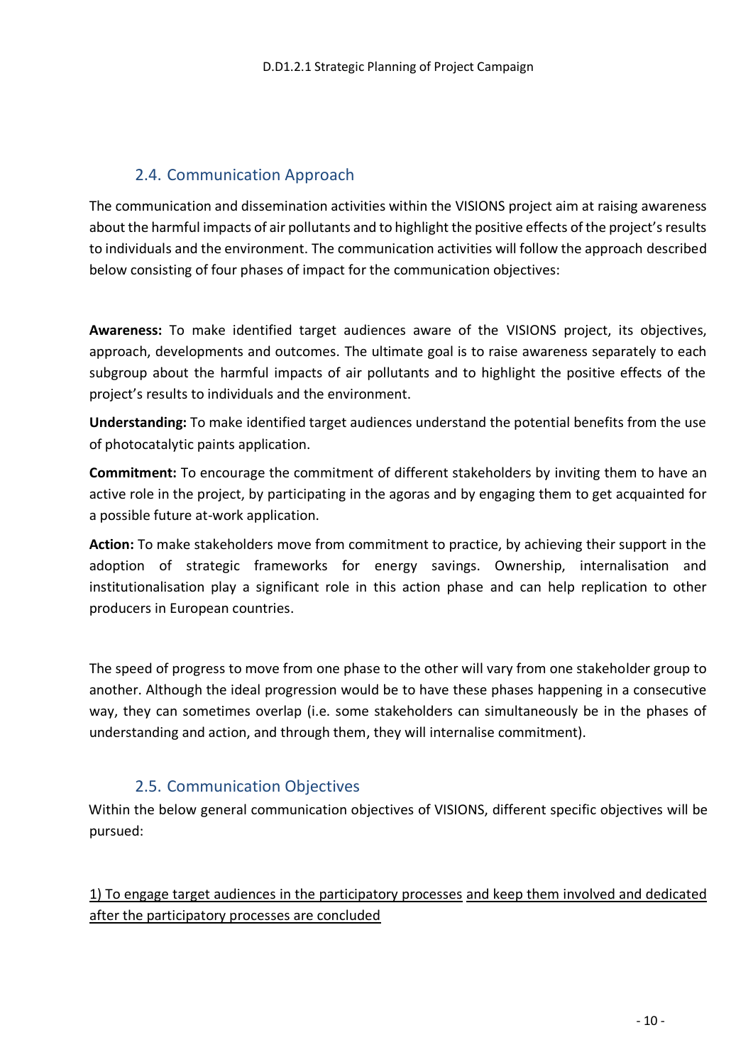## 2.4. Communication Approach

The communication and dissemination activities within the VISIONS project aim at raising awareness about the harmful impacts of air pollutants and to highlight the positive effects of the project's results to individuals and the environment. The communication activities will follow the approach described below consisting of four phases of impact for the communication objectives:

**Awareness:** To make identified target audiences aware of the VISIONS project, its objectives, approach, developments and outcomes. The ultimate goal is to raise awareness separately to each subgroup about the harmful impacts of air pollutants and to highlight the positive effects of the project's results to individuals and the environment.

**Understanding:** To make identified target audiences understand the potential benefits from the use of photocatalytic paints application.

**Commitment:** To encourage the commitment of different stakeholders by inviting them to have an active role in the project, by participating in the agoras and by engaging them to get acquainted for a possible future at-work application.

**Action:** To make stakeholders move from commitment to practice, by achieving their support in the adoption of strategic frameworks for energy savings. Ownership, internalisation and institutionalisation play a significant role in this action phase and can help replication to other producers in European countries.

The speed of progress to move from one phase to the other will vary from one stakeholder group to another. Although the ideal progression would be to have these phases happening in a consecutive way, they can sometimes overlap (i.e. some stakeholders can simultaneously be in the phases of understanding and action, and through them, they will internalise commitment).

## 2.5. Communication Objectives

Within the below general communication objectives of VISIONS, different specific objectives will be pursued:

<u>1) To engage target audiences in the participatory processes and keep them involved and dedicated after the participatory processes are concluded</u>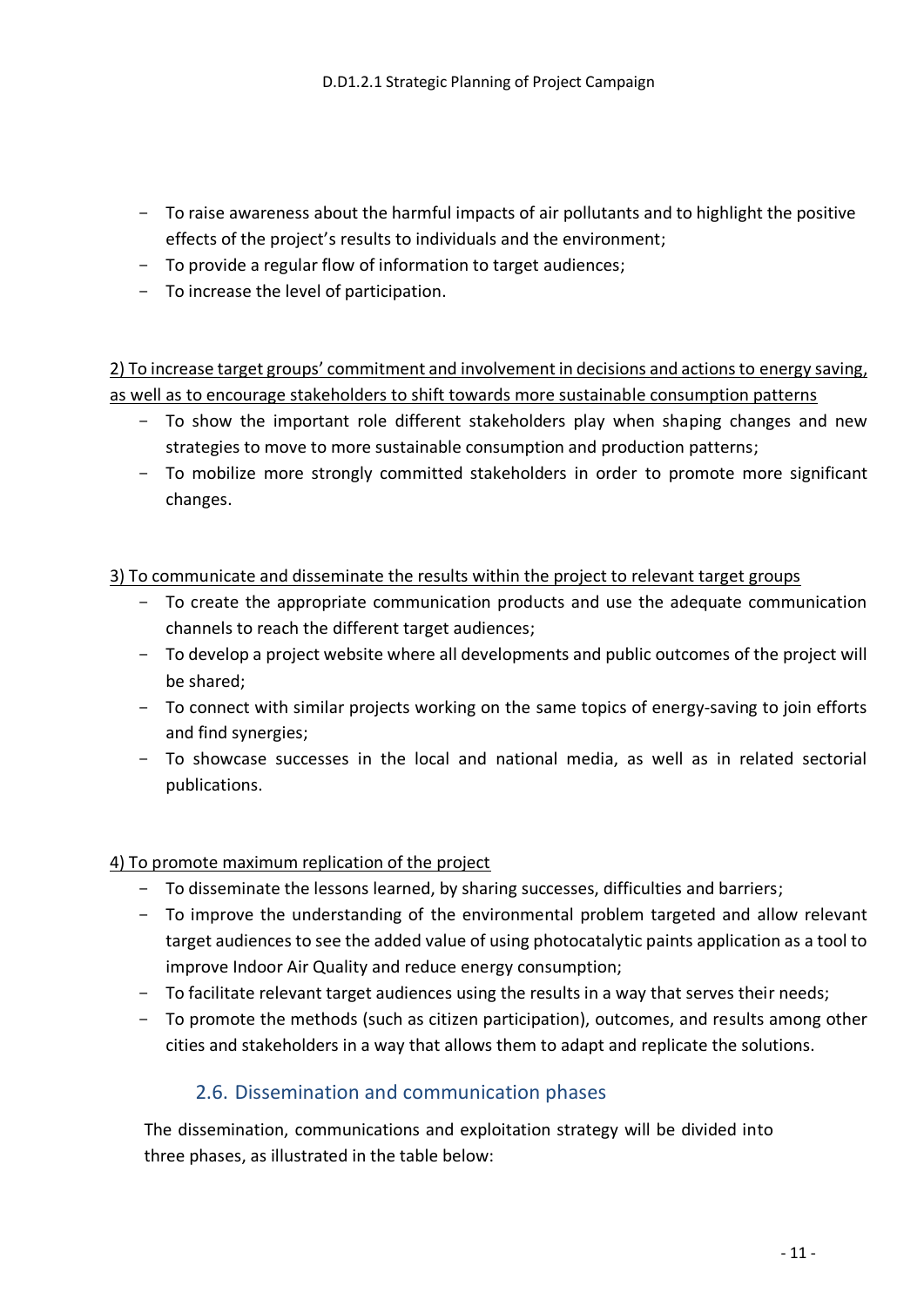- To raise awareness about the harmful impacts of air pollutants and to highlight the positive effects of the project's results to individuals and the environment;
- To provide a regular flow of information to target audiences;
- To increase the level of participation.

2) To increase target groups' commitment and involvement in decisions and actions to energy saving, as well as to encourage stakeholders to shift towards more sustainable consumption patterns

- To show the important role different stakeholders play when shaping changes and new strategies to move to more sustainable consumption and production patterns;
- To mobilize more strongly committed stakeholders in order to promote more significant changes.

3) To communicate and disseminate the results within the project to relevant target groups

- To create the appropriate communication products and use the adequate communication channels to reach the different target audiences;
- To develop a project website where all developments and public outcomes of the project will be shared;
- To connect with similar projects working on the same topics of energy-saving to join efforts and find synergies;
- To showcase successes in the local and national media, as well as in related sectorial publications.

4) To promote maximum replication of the project

- To disseminate the lessons learned, by sharing successes, difficulties and barriers;
- To improve the understanding of the environmental problem targeted and allow relevant target audiences to see the added value of using photocatalytic paints application as a tool to improve Indoor Air Quality and reduce energy consumption;
- To facilitate relevant target audiences using the results in a way that serves their needs;
- To promote the methods (such as citizen participation), outcomes, and results among other cities and stakeholders in a way that allows them to adapt and replicate the solutions.

## 2.6. Dissemination and communication phases

The dissemination, communications and exploitation strategy will be divided into three phases, as illustrated in the table below: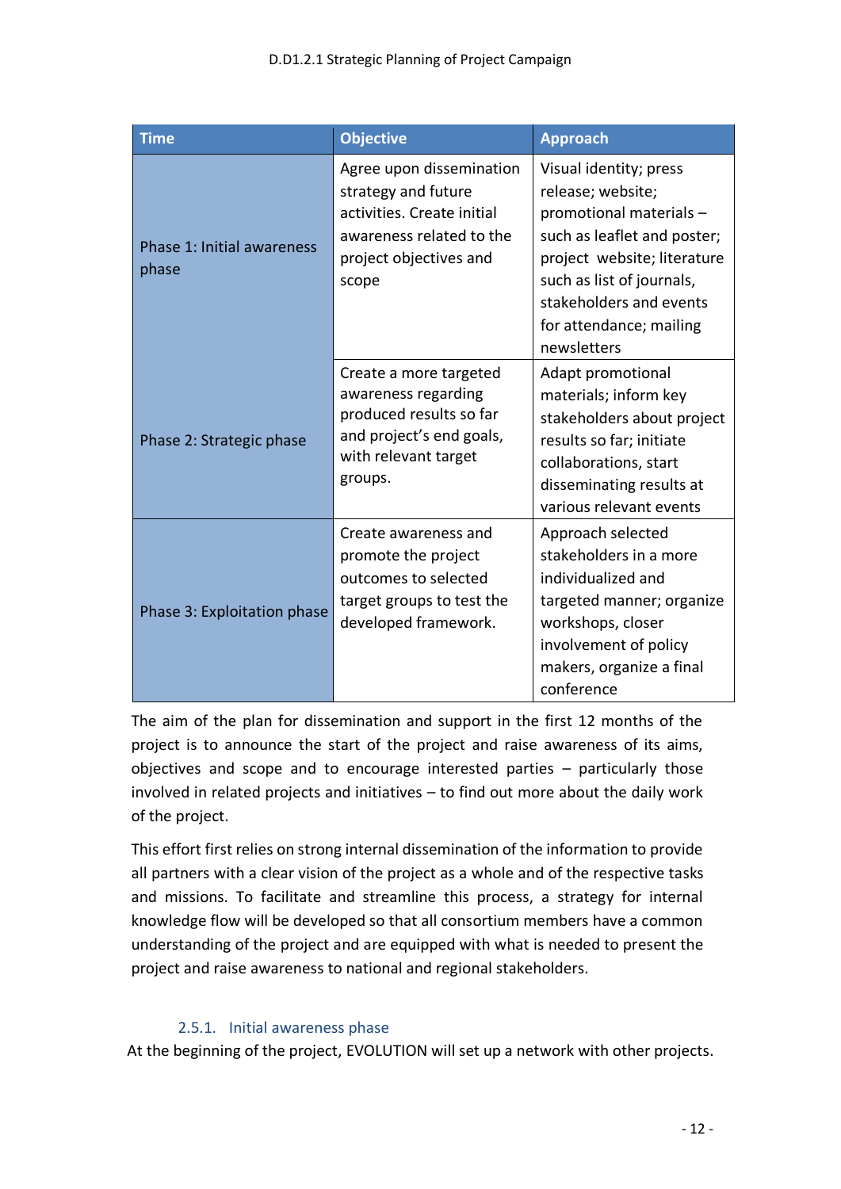| Time | Objective | Approach |
| --- | --- | --- |
| Phase 1: Initial awareness phase | Agree upon dissemination strategy and future activities. Create initial awareness related to the project objectives and scope | Visual identity; press release; website; promotional materials – such as leaflet and poster; project website; literature such as list of journals, stakeholders and events for attendance; mailing newsletters |
| Phase 2: Strategic phase | Create a more targeted awareness regarding produced results so far and project's end goals, with relevant target groups. | Adapt promotional materials; inform key stakeholders about project results so far; initiate collaborations, start disseminating results at various relevant events |
| Phase 3: Exploitation phase | Create awareness and promote the project outcomes to selected target groups to test the developed framework. | Approach selected stakeholders in a more individualized and targeted manner; organize workshops, closer involvement of policy makers, organize a final conference |

The aim of the plan for dissemination and support in the first 12 months of the project is to announce the start of the project and raise awareness of its aims, objectives and scope and to encourage interested parties – particularly those involved in related projects and initiatives – to find out more about the daily work of the project.

This effort first relies on strong internal dissemination of the information to provide all partners with a clear vision of the project as a whole and of the respective tasks and missions. To facilitate and streamline this process, a strategy for internal knowledge flow will be developed so that all consortium members have a common understanding of the project and are equipped with what is needed to present the project and raise awareness to national and regional stakeholders.

### 2.5.1. Initial awareness phase

At the beginning of the project, EVOLUTION will set up a network with other projects.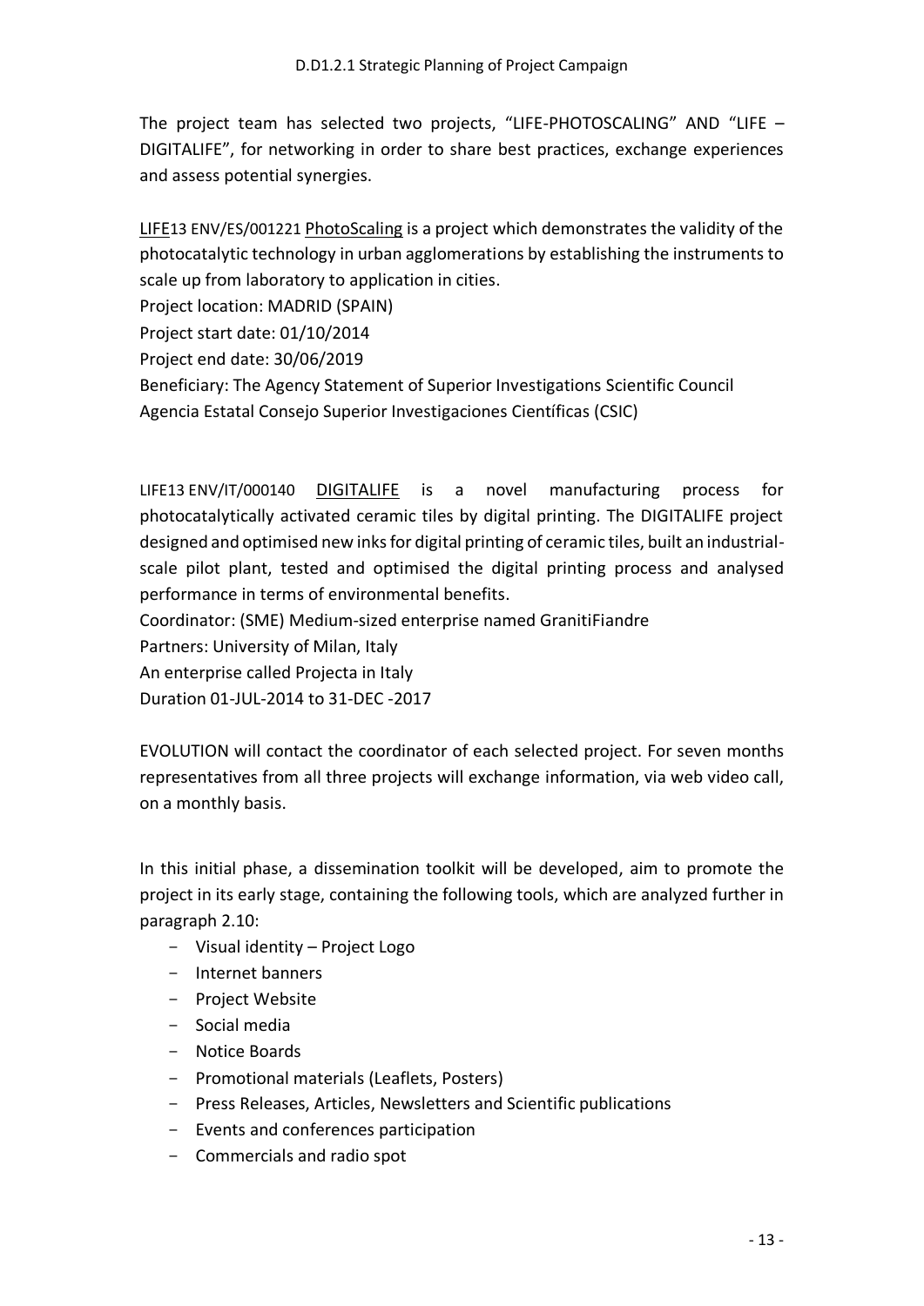The project team has selected two projects, "LIFE-PHOTOSCALING" AND "LIFE – DIGITALIFE", for networking in order to share best practices, exchange experiences and assess potential synergies.

LIFE13 ENV/ES/001221 PhotoScaling is a project which demonstrates the validity of the photocatalytic technology in urban agglomerations by establishing the instruments to scale up from laboratory to application in cities.
Project location: MADRID (SPAIN)
Project start date: 01/10/2014
Project end date: 30/06/2019
Beneficiary: The Agency Statement of Superior Investigations Scientific Council
Agencia Estatal Consejo Superior Investigaciones Científicas (CSIC)

LIFE13 ENV/IT/000140 DIGITALIFE is a novel manufacturing process for photocatalytically activated ceramic tiles by digital printing. The DIGITALIFE project designed and optimised new inks for digital printing of ceramic tiles, built an industrial-scale pilot plant, tested and optimised the digital printing process and analysed performance in terms of environmental benefits.
Coordinator: (SME) Medium-sized enterprise named GranitiFiandre
Partners: University of Milan, Italy
An enterprise called Projecta in Italy
Duration 01-JUL-2014 to 31-DEC -2017

EVOLUTION will contact the coordinator of each selected project. For seven months representatives from all three projects will exchange information, via web video call, on a monthly basis.

In this initial phase, a dissemination toolkit will be developed, aim to promote the project in its early stage, containing the following tools, which are analyzed further in paragraph 2.10:

- Visual identity – Project Logo
- Internet banners
- Project Website
- Social media
- Notice Boards
- Promotional materials (Leaflets, Posters)
- Press Releases, Articles, Newsletters and Scientific publications
- Events and conferences participation
- Commercials and radio spot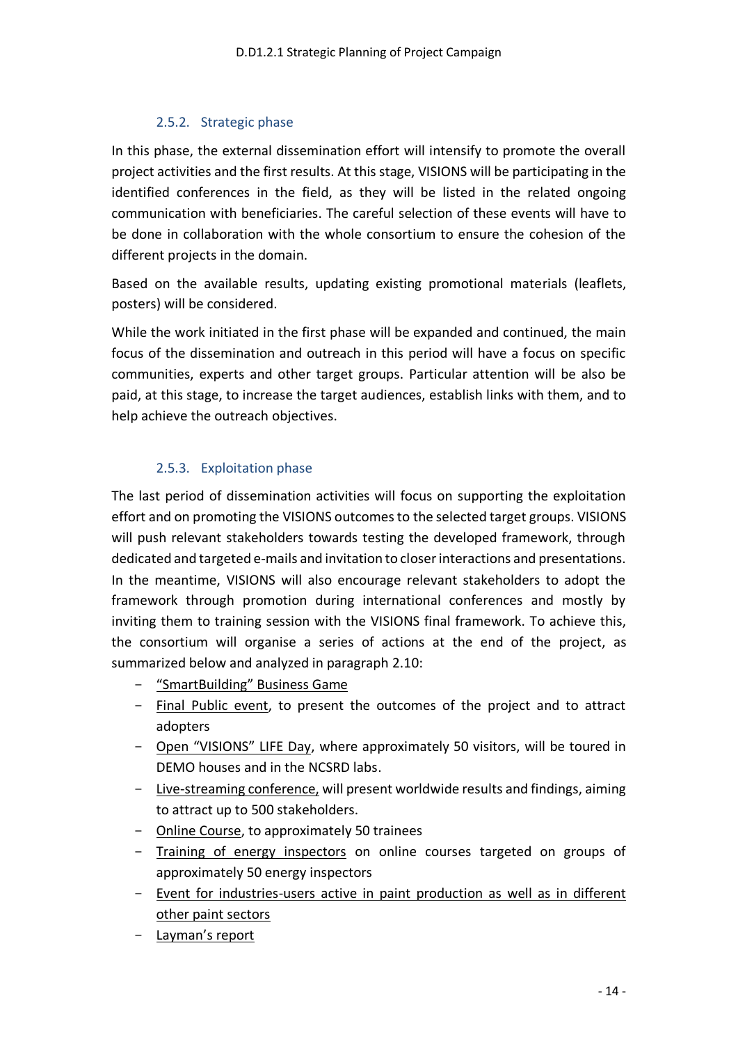### 2.5.2. Strategic phase

In this phase, the external dissemination effort will intensify to promote the overall project activities and the first results. At this stage, VISIONS will be participating in the identified conferences in the field, as they will be listed in the related ongoing communication with beneficiaries. The careful selection of these events will have to be done in collaboration with the whole consortium to ensure the cohesion of the different projects in the domain.

Based on the available results, updating existing promotional materials (leaflets, posters) will be considered.

While the work initiated in the first phase will be expanded and continued, the main focus of the dissemination and outreach in this period will have a focus on specific communities, experts and other target groups. Particular attention will be also be paid, at this stage, to increase the target audiences, establish links with them, and to help achieve the outreach objectives.

### 2.5.3. Exploitation phase

The last period of dissemination activities will focus on supporting the exploitation effort and on promoting the VISIONS outcomes to the selected target groups. VISIONS will push relevant stakeholders towards testing the developed framework, through dedicated and targeted e-mails and invitation to closer interactions and presentations. In the meantime, VISIONS will also encourage relevant stakeholders to adopt the framework through promotion during international conferences and mostly by inviting them to training session with the VISIONS final framework. To achieve this, the consortium will organise a series of actions at the end of the project, as summarized below and analyzed in paragraph 2.10:

- "SmartBuilding" Business Game
- Final Public event, to present the outcomes of the project and to attract adopters
- Open "VISIONS" LIFE Day, where approximately 50 visitors, will be toured in DEMO houses and in the NCSRD labs.
- Live-streaming conference, will present worldwide results and findings, aiming to attract up to 500 stakeholders.
- Online Course, to approximately 50 trainees
- Training of energy inspectors on online courses targeted on groups of approximately 50 energy inspectors
- Event for industries-users active in paint production as well as in different other paint sectors
- Layman's report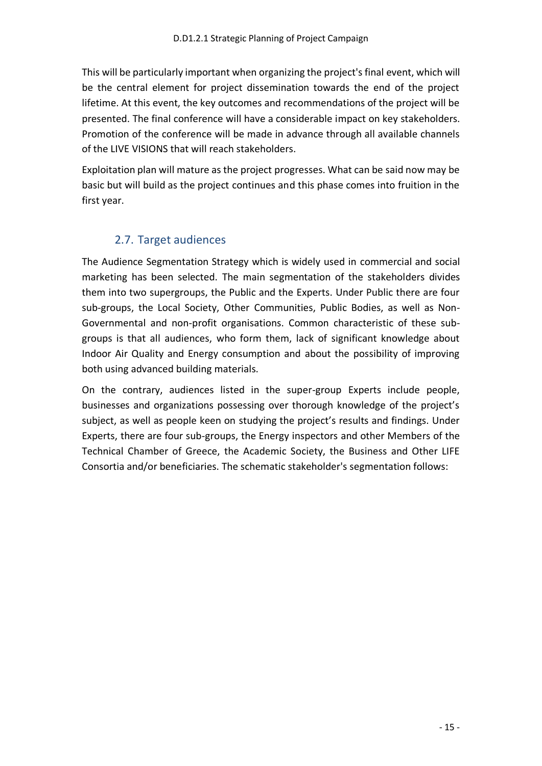This will be particularly important when organizing the project's final event, which will be the central element for project dissemination towards the end of the project lifetime. At this event, the key outcomes and recommendations of the project will be presented. The final conference will have a considerable impact on key stakeholders. Promotion of the conference will be made in advance through all available channels of the LIVE VISIONS that will reach stakeholders.

Exploitation plan will mature as the project progresses. What can be said now may be basic but will build as the project continues and this phase comes into fruition in the first year.

## 2.7. Target audiences

The Audience Segmentation Strategy which is widely used in commercial and social marketing has been selected. The main segmentation of the stakeholders divides them into two supergroups, the Public and the Experts. Under Public there are four sub-groups, the Local Society, Other Communities, Public Bodies, as well as Non-Governmental and non-profit organisations. Common characteristic of these sub-groups is that all audiences, who form them, lack of significant knowledge about Indoor Air Quality and Energy consumption and about the possibility of improving both using advanced building materials.

On the contrary, audiences listed in the super-group Experts include people, businesses and organizations possessing over thorough knowledge of the project's subject, as well as people keen on studying the project's results and findings. Under Experts, there are four sub-groups, the Energy inspectors and other Members of the Technical Chamber of Greece, the Academic Society, the Business and Other LIFE Consortia and/or beneficiaries. The schematic stakeholder's segmentation follows: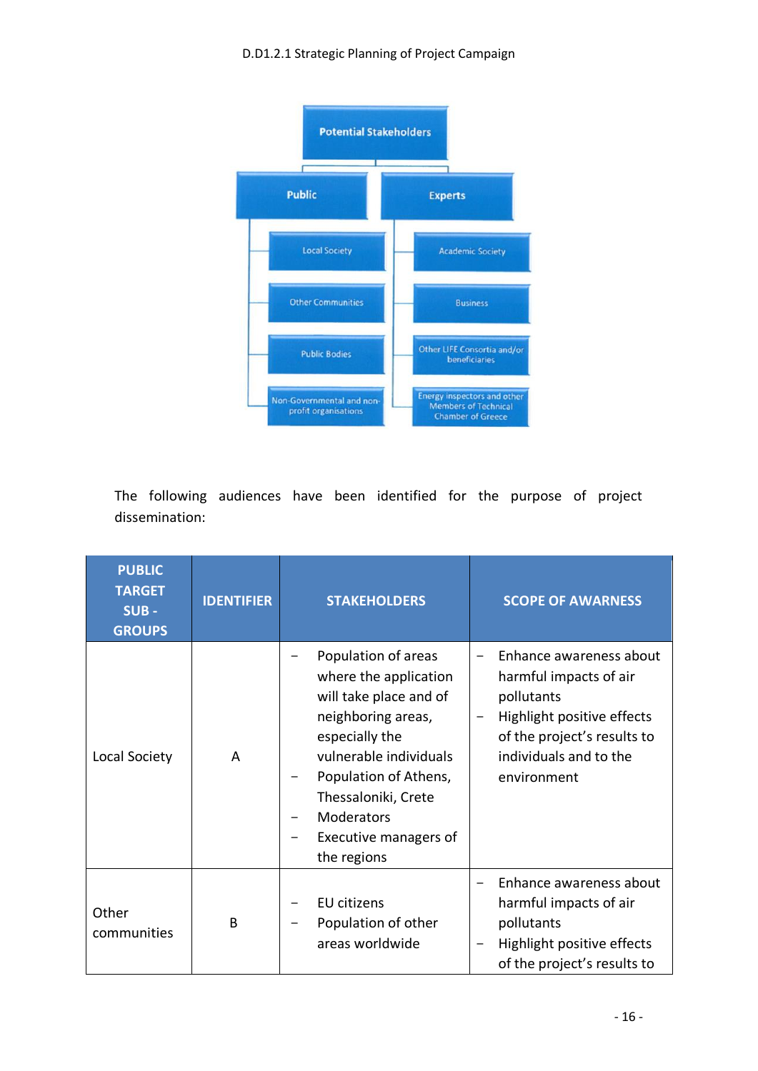- **Potential Stakeholders**
  - **Public**
    - Local Society
    - Other Communities
    - Public Bodies
    - Non-Governmental and non-profit organisations
  - **Experts**
    - Academic Society
    - Business
    - Other LIFE Consortia and/or beneficiaries
    - Energy inspectors and other Members of Technical Chamber of Greece

The following audiences have been identified for the purpose of project dissemination:

| PUBLIC TARGET SUB - GROUPS | IDENTIFIER | STAKEHOLDERS | SCOPE OF AWARNESS |
|---|---|---|---|
| Local Society | A | − Population of areas where the application will take place and of neighboring areas, especially the vulnerable individuals<br>− Population of Athens, Thessaloniki, Crete<br>− Moderators<br>− Executive managers of the regions | − Enhance awareness about harmful impacts of air pollutants<br>− Highlight positive effects of the project's results to individuals and to the environment |
| Other communities | B | − EU citizens<br>− Population of other areas worldwide | − Enhance awareness about harmful impacts of air pollutants<br>− Highlight positive effects of the project's results to |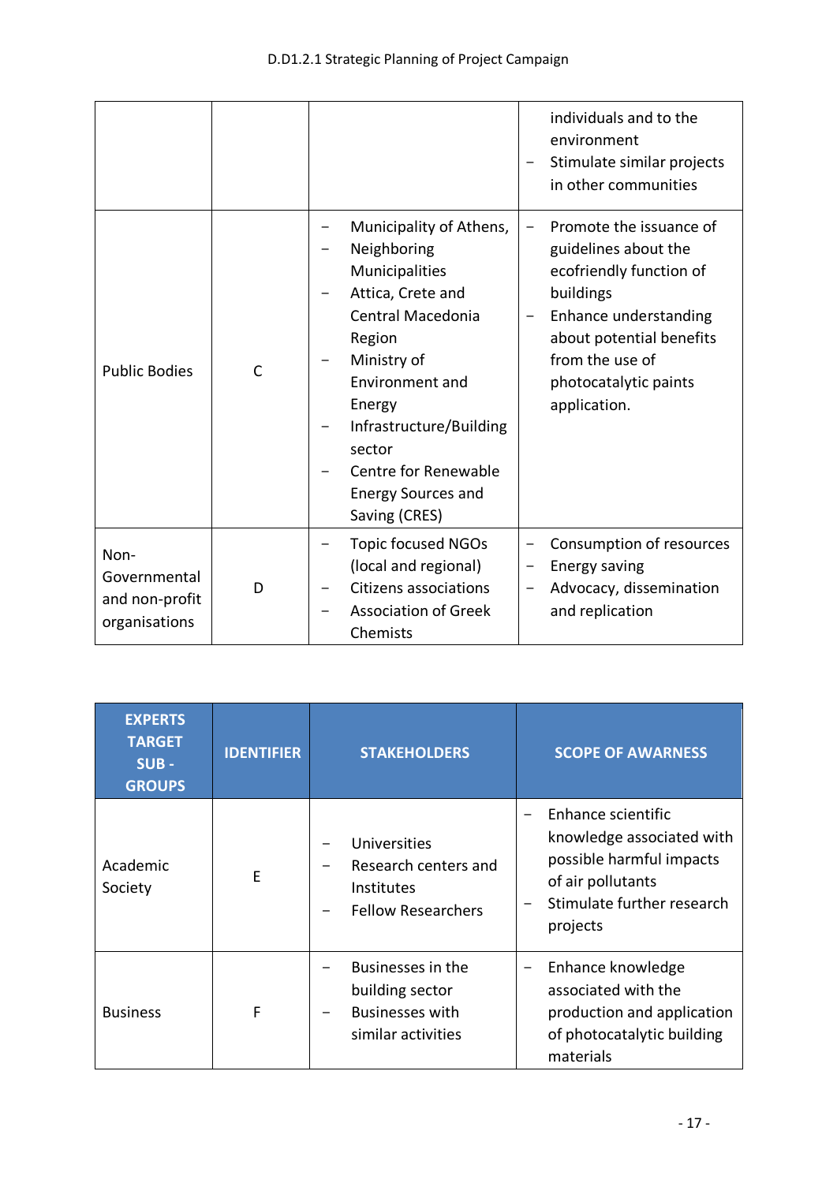| | | | – individuals and to the environment<br>– Stimulate similar projects in other communities |
|---|---|---|---|
| Public Bodies | C | – Municipality of Athens,<br>– Neighboring Municipalities<br>– Attica, Crete and Central Macedonia Region<br>– Ministry of Environment and Energy<br>– Infrastructure/Building sector<br>– Centre for Renewable Energy Sources and Saving (CRES) | – Promote the issuance of guidelines about the ecofriendly function of buildings<br>– Enhance understanding about potential benefits from the use of photocatalytic paints application. |
| Non-Governmental and non-profit organisations | D | – Topic focused NGOs (local and regional)<br>– Citizens associations<br>– Association of Greek Chemists | – Consumption of resources<br>– Energy saving<br>– Advocacy, dissemination and replication |

| EXPERTS TARGET SUB - GROUPS | IDENTIFIER | STAKEHOLDERS | SCOPE OF AWARNESS |
|---|---|---|---|
| Academic Society | E | – Universities<br>– Research centers and Institutes<br>– Fellow Researchers | – Enhance scientific knowledge associated with possible harmful impacts of air pollutants<br>– Stimulate further research projects |
| Business | F | – Businesses in the building sector<br>– Businesses with similar activities | – Enhance knowledge associated with the production and application of photocatalytic building materials |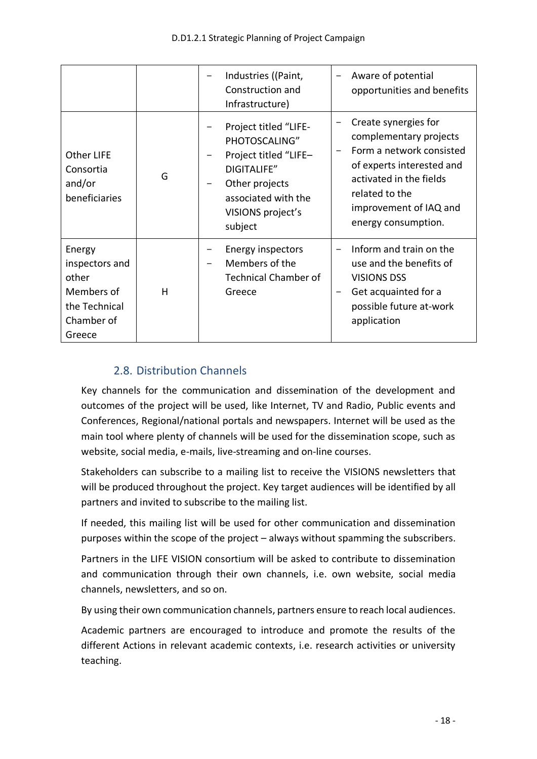| | | | |
|---|---|---|---|
| | | − Industries ((Paint, Construction and Infrastructure) | − Aware of potential opportunities and benefits |
| Other LIFE Consortia and/or beneficiaries | G | − Project titled "LIFE-PHOTOSCALING"<br>− Project titled "LIFE–DIGITALIFE"<br>− Other projects associated with the VISIONS project's subject | − Create synergies for complementary projects<br>− Form a network consisted of experts interested and activated in the fields related to the improvement of IAQ and energy consumption. |
| Energy inspectors and other Members of the Technical Chamber of Greece | H | − Energy inspectors<br>− Members of the Technical Chamber of Greece | − Inform and train on the use and the benefits of VISIONS DSS<br>− Get acquainted for a possible future at-work application |

## 2.8. Distribution Channels

Key channels for the communication and dissemination of the development and outcomes of the project will be used, like Internet, TV and Radio, Public events and Conferences, Regional/national portals and newspapers. Internet will be used as the main tool where plenty of channels will be used for the dissemination scope, such as website, social media, e-mails, live-streaming and on-line courses.

Stakeholders can subscribe to a mailing list to receive the VISIONS newsletters that will be produced throughout the project. Key target audiences will be identified by all partners and invited to subscribe to the mailing list.

If needed, this mailing list will be used for other communication and dissemination purposes within the scope of the project – always without spamming the subscribers.

Partners in the LIFE VISION consortium will be asked to contribute to dissemination and communication through their own channels, i.e. own website, social media channels, newsletters, and so on.

By using their own communication channels, partners ensure to reach local audiences.

Academic partners are encouraged to introduce and promote the results of the different Actions in relevant academic contexts, i.e. research activities or university teaching.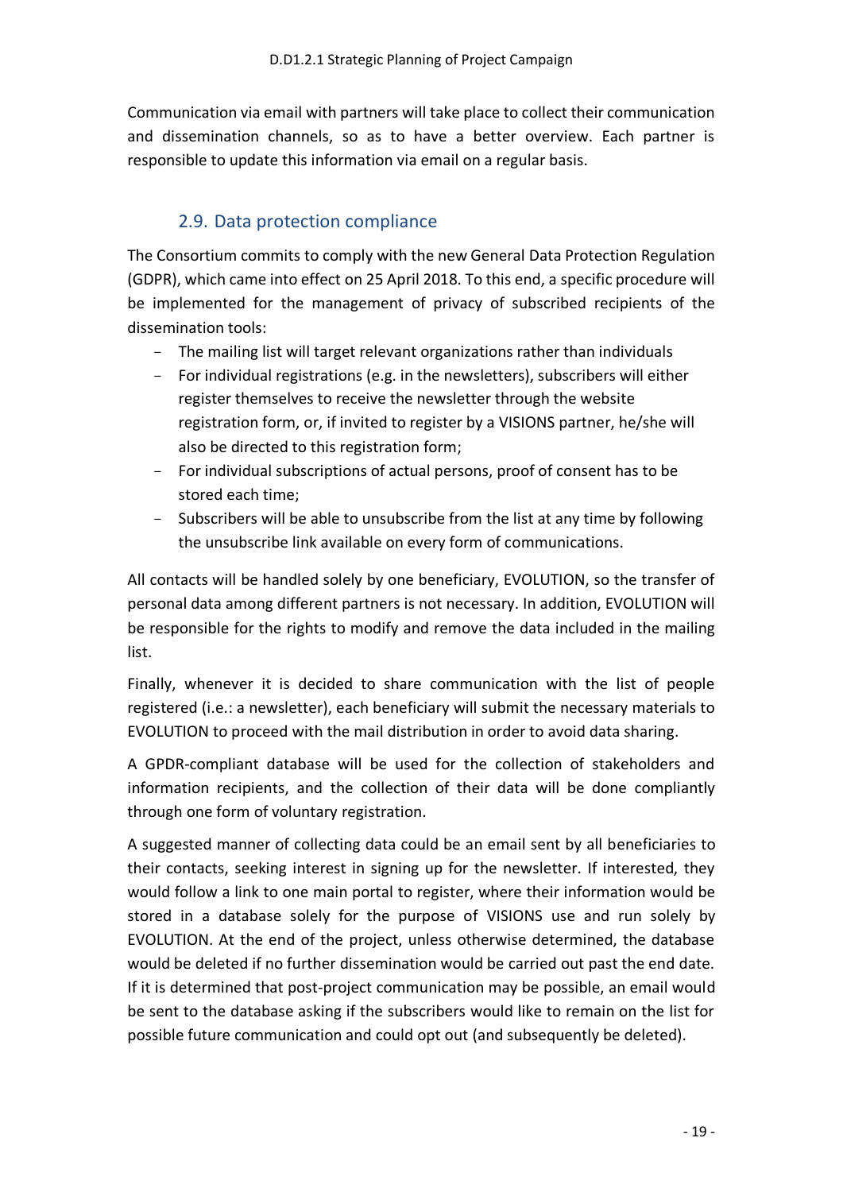Communication via email with partners will take place to collect their communication and dissemination channels, so as to have a better overview. Each partner is responsible to update this information via email on a regular basis.

## 2.9. Data protection compliance

The Consortium commits to comply with the new General Data Protection Regulation (GDPR), which came into effect on 25 April 2018. To this end, a specific procedure will be implemented for the management of privacy of subscribed recipients of the dissemination tools:

- The mailing list will target relevant organizations rather than individuals
- For individual registrations (e.g. in the newsletters), subscribers will either register themselves to receive the newsletter through the website registration form, or, if invited to register by a VISIONS partner, he/she will also be directed to this registration form;
- For individual subscriptions of actual persons, proof of consent has to be stored each time;
- Subscribers will be able to unsubscribe from the list at any time by following the unsubscribe link available on every form of communications.

All contacts will be handled solely by one beneficiary, EVOLUTION, so the transfer of personal data among different partners is not necessary. In addition, EVOLUTION will be responsible for the rights to modify and remove the data included in the mailing list.

Finally, whenever it is decided to share communication with the list of people registered (i.e.: a newsletter), each beneficiary will submit the necessary materials to EVOLUTION to proceed with the mail distribution in order to avoid data sharing.

A GPDR-compliant database will be used for the collection of stakeholders and information recipients, and the collection of their data will be done compliantly through one form of voluntary registration.

A suggested manner of collecting data could be an email sent by all beneficiaries to their contacts, seeking interest in signing up for the newsletter. If interested, they would follow a link to one main portal to register, where their information would be stored in a database solely for the purpose of VISIONS use and run solely by EVOLUTION. At the end of the project, unless otherwise determined, the database would be deleted if no further dissemination would be carried out past the end date. If it is determined that post-project communication may be possible, an email would be sent to the database asking if the subscribers would like to remain on the list for possible future communication and could opt out (and subsequently be deleted).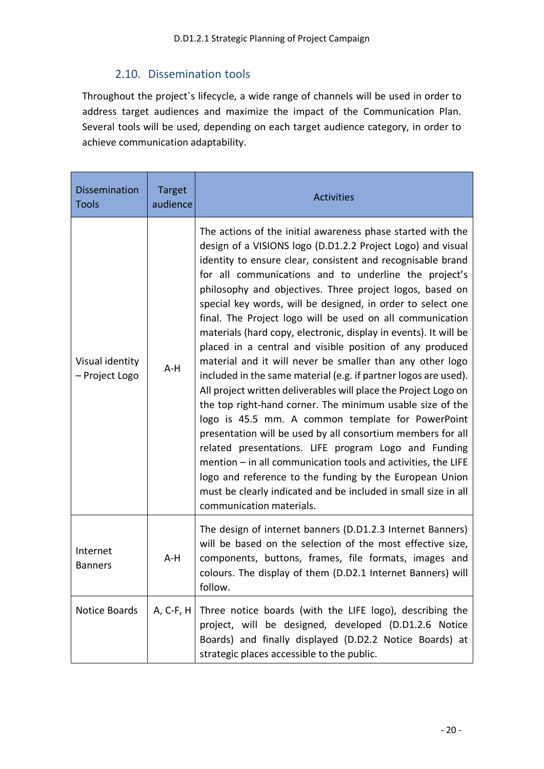## 2.10. Dissemination tools

Throughout the project`s lifecycle, a wide range of channels will be used in order to address target audiences and maximize the impact of the Communication Plan. Several tools will be used, depending on each target audience category, in order to achieve communication adaptability.

| Dissemination Tools | Target audience | Activities |
|---|---|---|
| Visual identity – Project Logo | A-H | The actions of the initial awareness phase started with the design of a VISIONS logo (D.D1.2.2 Project Logo) and visual identity to ensure clear, consistent and recognisable brand for all communications and to underline the project's philosophy and objectives. Three project logos, based on special key words, will be designed, in order to select one final. The Project logo will be used on all communication materials (hard copy, electronic, display in events). It will be placed in a central and visible position of any produced material and it will never be smaller than any other logo included in the same material (e.g. if partner logos are used). All project written deliverables will place the Project Logo on the top right-hand corner. The minimum usable size of the logo is 45.5 mm. A common template for PowerPoint presentation will be used by all consortium members for all related presentations. LIFE program Logo and Funding mention – in all communication tools and activities, the LIFE logo and reference to the funding by the European Union must be clearly indicated and be included in small size in all communication materials. |
| Internet Banners | A-H | The design of internet banners (D.D1.2.3 Internet Banners) will be based on the selection of the most effective size, components, buttons, frames, file formats, images and colours. The display of them (D.D2.1 Internet Banners) will follow. |
| Notice Boards | A, C-F, H | Three notice boards (with the LIFE logo), describing the project, will be designed, developed (D.D1.2.6 Notice Boards) and finally displayed (D.D2.2 Notice Boards) at strategic places accessible to the public. |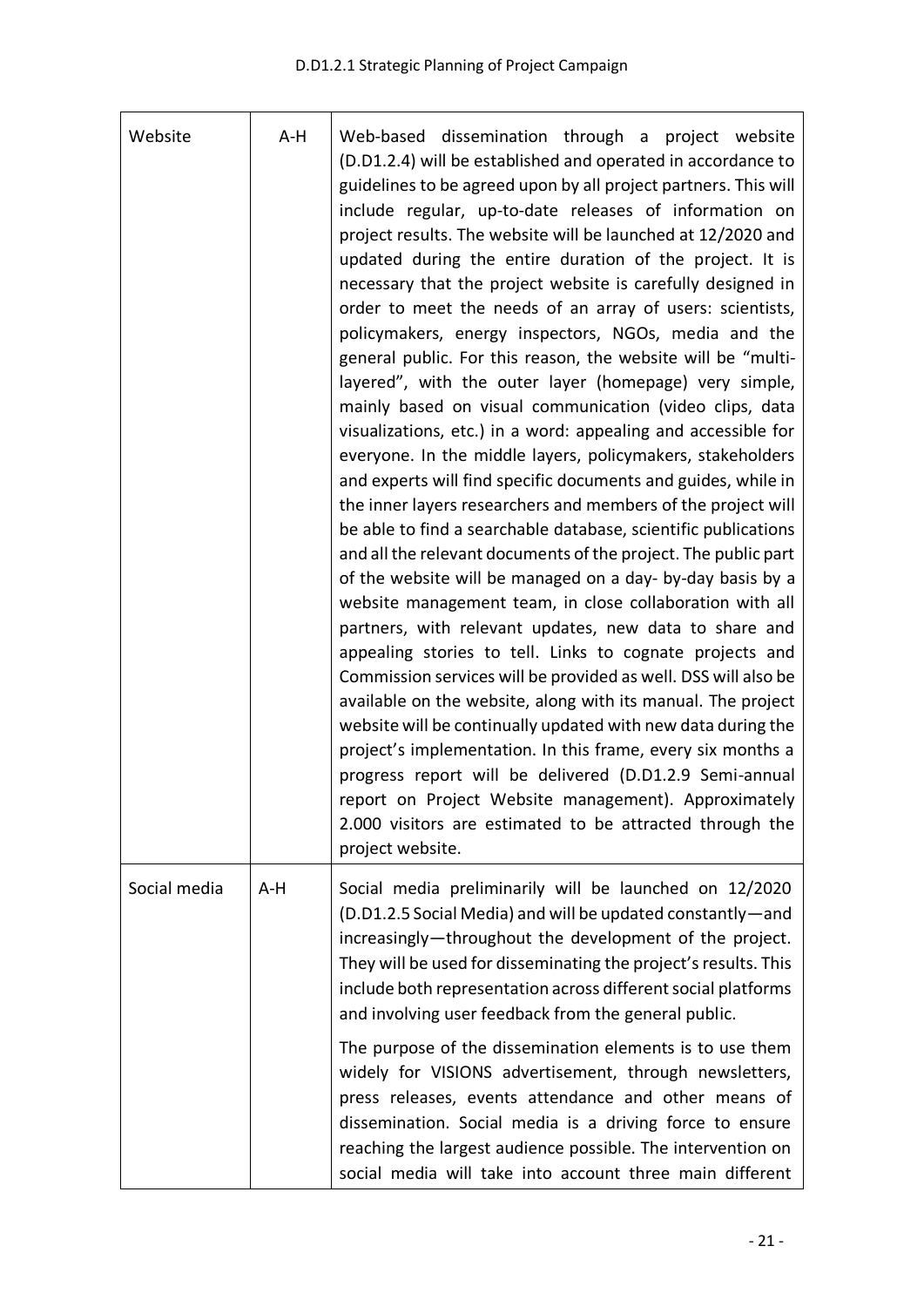| | | |
|---|---|---|
| Website | A-H | Web-based dissemination through a project website (D.D1.2.4) will be established and operated in accordance to guidelines to be agreed upon by all project partners. This will include regular, up-to-date releases of information on project results. The website will be launched at 12/2020 and updated during the entire duration of the project. It is necessary that the project website is carefully designed in order to meet the needs of an array of users: scientists, policymakers, energy inspectors, NGOs, media and the general public. For this reason, the website will be "multi-layered", with the outer layer (homepage) very simple, mainly based on visual communication (video clips, data visualizations, etc.) in a word: appealing and accessible for everyone. In the middle layers, policymakers, stakeholders and experts will find specific documents and guides, while in the inner layers researchers and members of the project will be able to find a searchable database, scientific publications and all the relevant documents of the project. The public part of the website will be managed on a day- by-day basis by a website management team, in close collaboration with all partners, with relevant updates, new data to share and appealing stories to tell. Links to cognate projects and Commission services will be provided as well. DSS will also be available on the website, along with its manual. The project website will be continually updated with new data during the project's implementation. In this frame, every six months a progress report will be delivered (D.D1.2.9 Semi-annual report on Project Website management). Approximately 2.000 visitors are estimated to be attracted through the project website. |
| Social media | A-H | Social media preliminarily will be launched on 12/2020 (D.D1.2.5 Social Media) and will be updated constantly—and increasingly—throughout the development of the project. They will be used for disseminating the project's results. This include both representation across different social platforms and involving user feedback from the general public.<br><br>The purpose of the dissemination elements is to use them widely for VISIONS advertisement, through newsletters, press releases, events attendance and other means of dissemination. Social media is a driving force to ensure reaching the largest audience possible. The intervention on social media will take into account three main different |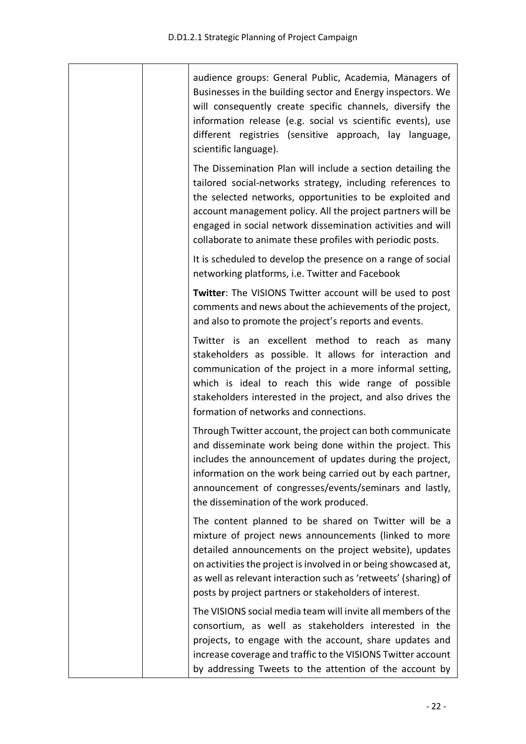| | | audience groups: General Public, Academia, Managers of Businesses in the building sector and Energy inspectors. We will consequently create specific channels, diversify the information release (e.g. social vs scientific events), use different registries (sensitive approach, lay language, scientific language).<br><br>The Dissemination Plan will include a section detailing the tailored social-networks strategy, including references to the selected networks, opportunities to be exploited and account management policy. All the project partners will be engaged in social network dissemination activities and will collaborate to animate these profiles with periodic posts.<br><br>It is scheduled to develop the presence on a range of social networking platforms, i.e. Twitter and Facebook<br><br>**Twitter**: The VISIONS Twitter account will be used to post comments and news about the achievements of the project, and also to promote the project's reports and events.<br><br>Twitter is an excellent method to reach as many stakeholders as possible. It allows for interaction and communication of the project in a more informal setting, which is ideal to reach this wide range of possible stakeholders interested in the project, and also drives the formation of networks and connections.<br><br>Through Twitter account, the project can both communicate and disseminate work being done within the project. This includes the announcement of updates during the project, information on the work being carried out by each partner, announcement of congresses/events/seminars and lastly, the dissemination of the work produced.<br><br>The content planned to be shared on Twitter will be a mixture of project news announcements (linked to more detailed announcements on the project website), updates on activities the project is involved in or being showcased at, as well as relevant interaction such as 'retweets' (sharing) of posts by project partners or stakeholders of interest.<br><br>The VISIONS social media team will invite all members of the consortium, as well as stakeholders interested in the projects, to engage with the account, share updates and increase coverage and traffic to the VISIONS Twitter account by addressing Tweets to the attention of the account by |
|---|---|---|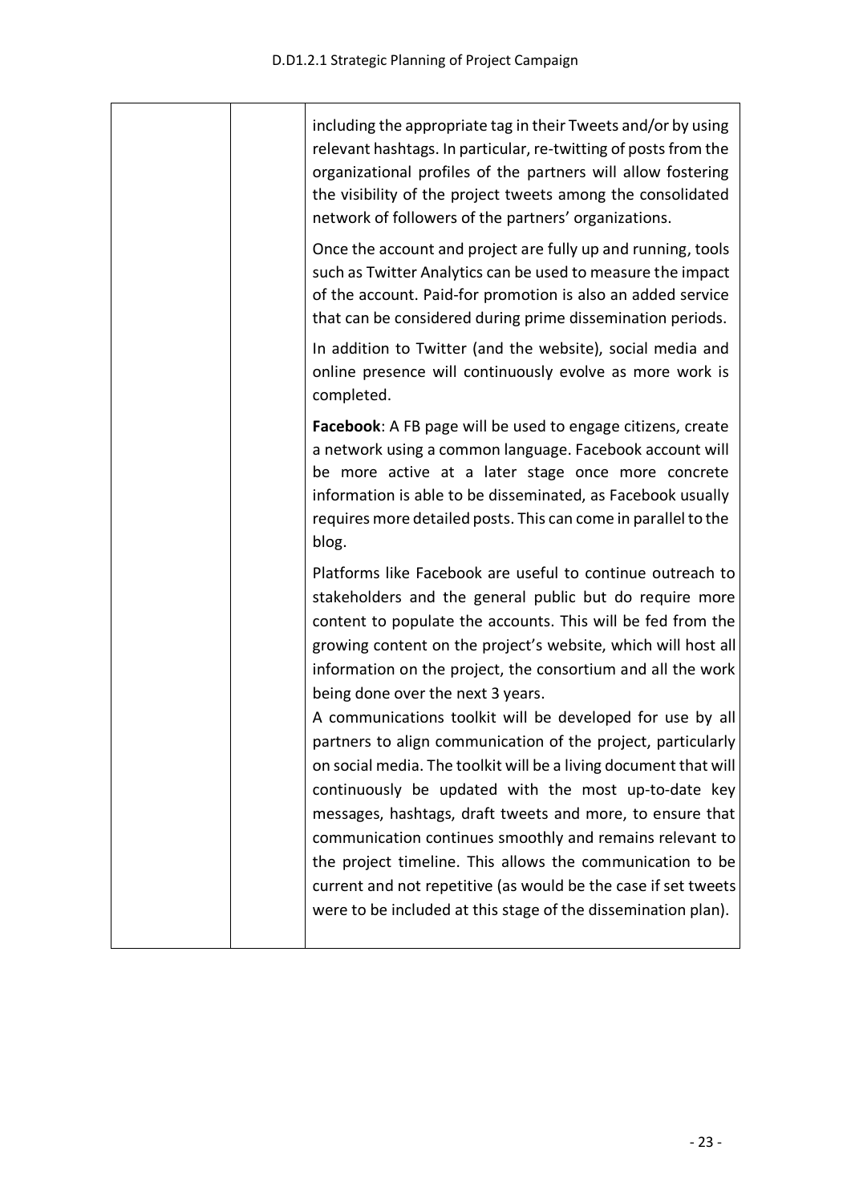| | | including the appropriate tag in their Tweets and/or by using relevant hashtags. In particular, re-twitting of posts from the organizational profiles of the partners will allow fostering the visibility of the project tweets among the consolidated network of followers of the partners' organizations.<br><br>Once the account and project are fully up and running, tools such as Twitter Analytics can be used to measure the impact of the account. Paid-for promotion is also an added service that can be considered during prime dissemination periods.<br><br>In addition to Twitter (and the website), social media and online presence will continuously evolve as more work is completed.<br><br>**Facebook**: A FB page will be used to engage citizens, create a network using a common language. Facebook account will be more active at a later stage once more concrete information is able to be disseminated, as Facebook usually requires more detailed posts. This can come in parallel to the blog.<br><br>Platforms like Facebook are useful to continue outreach to stakeholders and the general public but do require more content to populate the accounts. This will be fed from the growing content on the project's website, which will host all information on the project, the consortium and all the work being done over the next 3 years.<br>A communications toolkit will be developed for use by all partners to align communication of the project, particularly on social media. The toolkit will be a living document that will continuously be updated with the most up-to-date key messages, hashtags, draft tweets and more, to ensure that communication continues smoothly and remains relevant to the project timeline. This allows the communication to be current and not repetitive (as would be the case if set tweets were to be included at this stage of the dissemination plan). |
|---|---|---|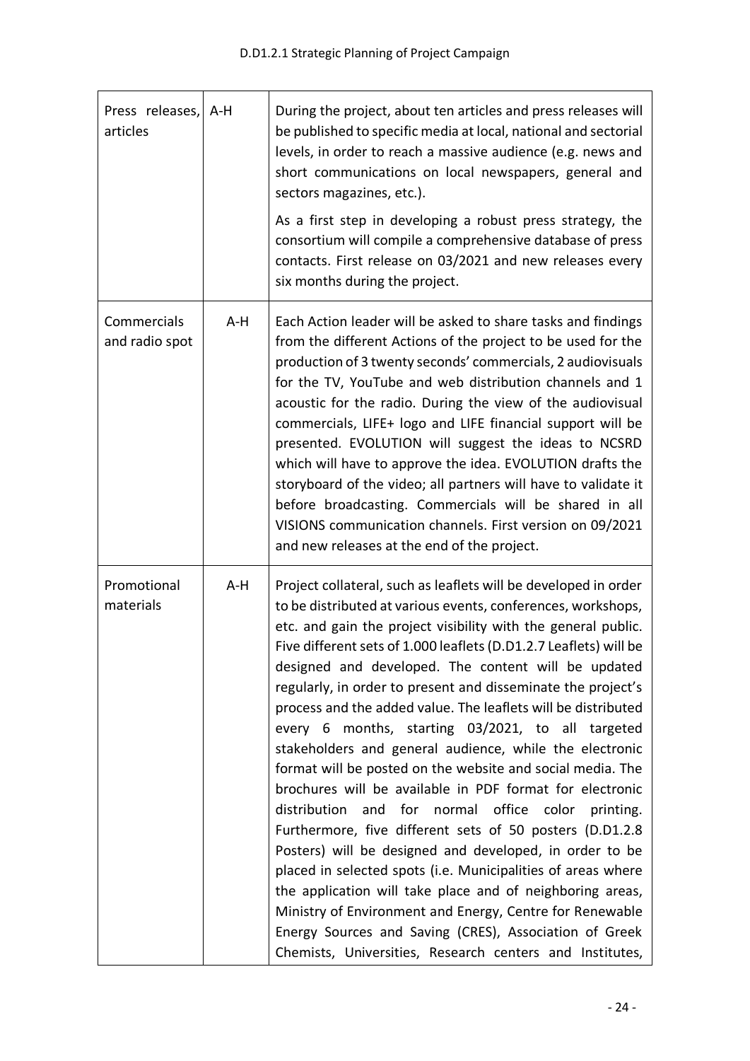| Press releases, articles | A-H | During the project, about ten articles and press releases will be published to specific media at local, national and sectorial levels, in order to reach a massive audience (e.g. news and short communications on local newspapers, general and sectors magazines, etc.).<br><br>As a first step in developing a robust press strategy, the consortium will compile a comprehensive database of press contacts. First release on 03/2021 and new releases every six months during the project. |
|---|---|---|
| Commercials and radio spot | A-H | Each Action leader will be asked to share tasks and findings from the different Actions of the project to be used for the production of 3 twenty seconds' commercials, 2 audiovisuals for the TV, YouTube and web distribution channels and 1 acoustic for the radio. During the view of the audiovisual commercials, LIFE+ logo and LIFE financial support will be presented. EVOLUTION will suggest the ideas to NCSRD which will have to approve the idea. EVOLUTION drafts the storyboard of the video; all partners will have to validate it before broadcasting. Commercials will be shared in all VISIONS communication channels. First version on 09/2021 and new releases at the end of the project. |
| Promotional materials | A-H | Project collateral, such as leaflets will be developed in order to be distributed at various events, conferences, workshops, etc. and gain the project visibility with the general public. Five different sets of 1.000 leaflets (D.D1.2.7 Leaflets) will be designed and developed. The content will be updated regularly, in order to present and disseminate the project's process and the added value. The leaflets will be distributed every 6 months, starting 03/2021, to all targeted stakeholders and general audience, while the electronic format will be posted on the website and social media. The brochures will be available in PDF format for electronic distribution and for normal office color printing. Furthermore, five different sets of 50 posters (D.D1.2.8 Posters) will be designed and developed, in order to be placed in selected spots (i.e. Municipalities of areas where the application will take place and of neighboring areas, Ministry of Environment and Energy, Centre for Renewable Energy Sources and Saving (CRES), Association of Greek Chemists, Universities, Research centers and Institutes, |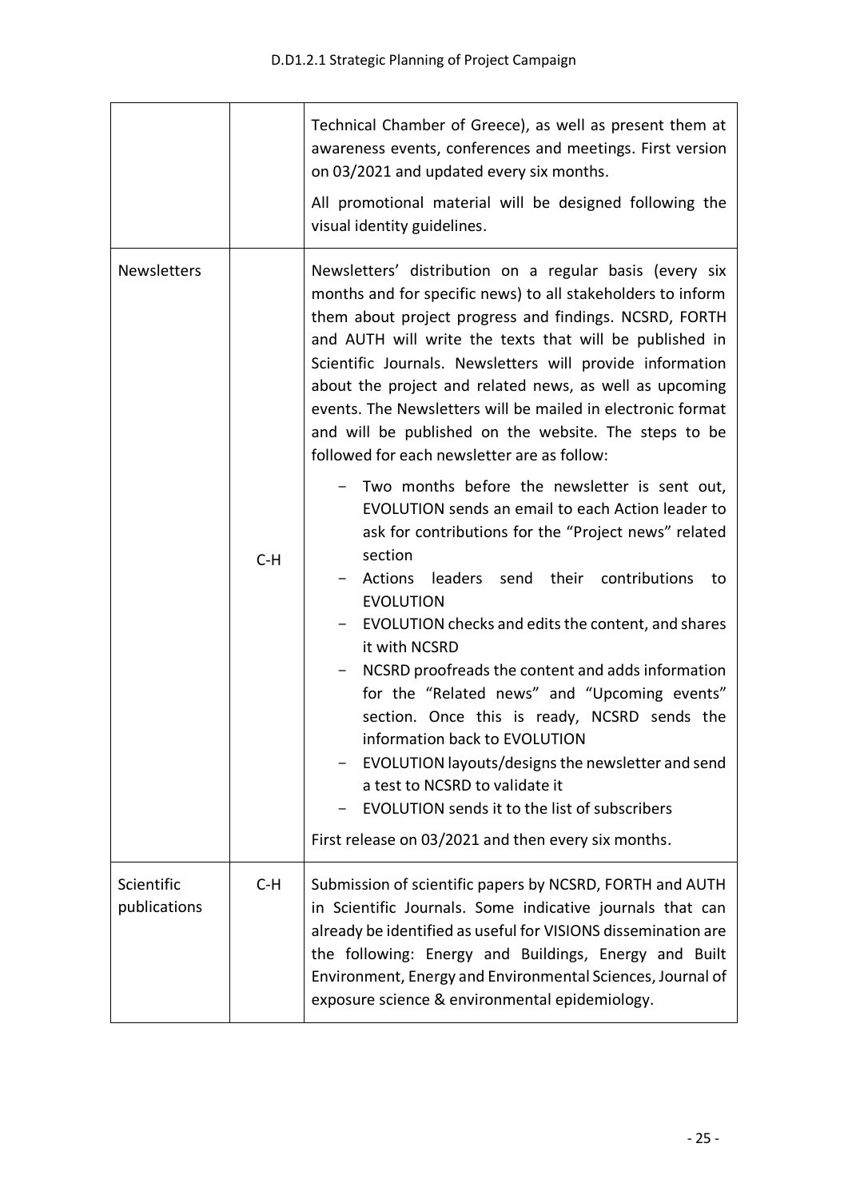| | | |
|---|---|---|
| | | Technical Chamber of Greece), as well as present them at awareness events, conferences and meetings. First version on 03/2021 and updated every six months.<br><br>All promotional material will be designed following the visual identity guidelines. |
| Newsletters | C-H | Newsletters' distribution on a regular basis (every six months and for specific news) to all stakeholders to inform them about project progress and findings. NCSRD, FORTH and AUTH will write the texts that will be published in Scientific Journals. Newsletters will provide information about the project and related news, as well as upcoming events. The Newsletters will be mailed in electronic format and will be published on the website. The steps to be followed for each newsletter are as follow:<br>- Two months before the newsletter is sent out, EVOLUTION sends an email to each Action leader to ask for contributions for the "Project news" related section<br>- Actions leaders send their contributions to EVOLUTION<br>- EVOLUTION checks and edits the content, and shares it with NCSRD<br>- NCSRD proofreads the content and adds information for the "Related news" and "Upcoming events" section. Once this is ready, NCSRD sends the information back to EVOLUTION<br>- EVOLUTION layouts/designs the newsletter and send a test to NCSRD to validate it<br>- EVOLUTION sends it to the list of subscribers<br><br>First release on 03/2021 and then every six months. |
| Scientific publications | C-H | Submission of scientific papers by NCSRD, FORTH and AUTH in Scientific Journals. Some indicative journals that can already be identified as useful for VISIONS dissemination are the following: Energy and Buildings, Energy and Built Environment, Energy and Environmental Sciences, Journal of exposure science & environmental epidemiology. |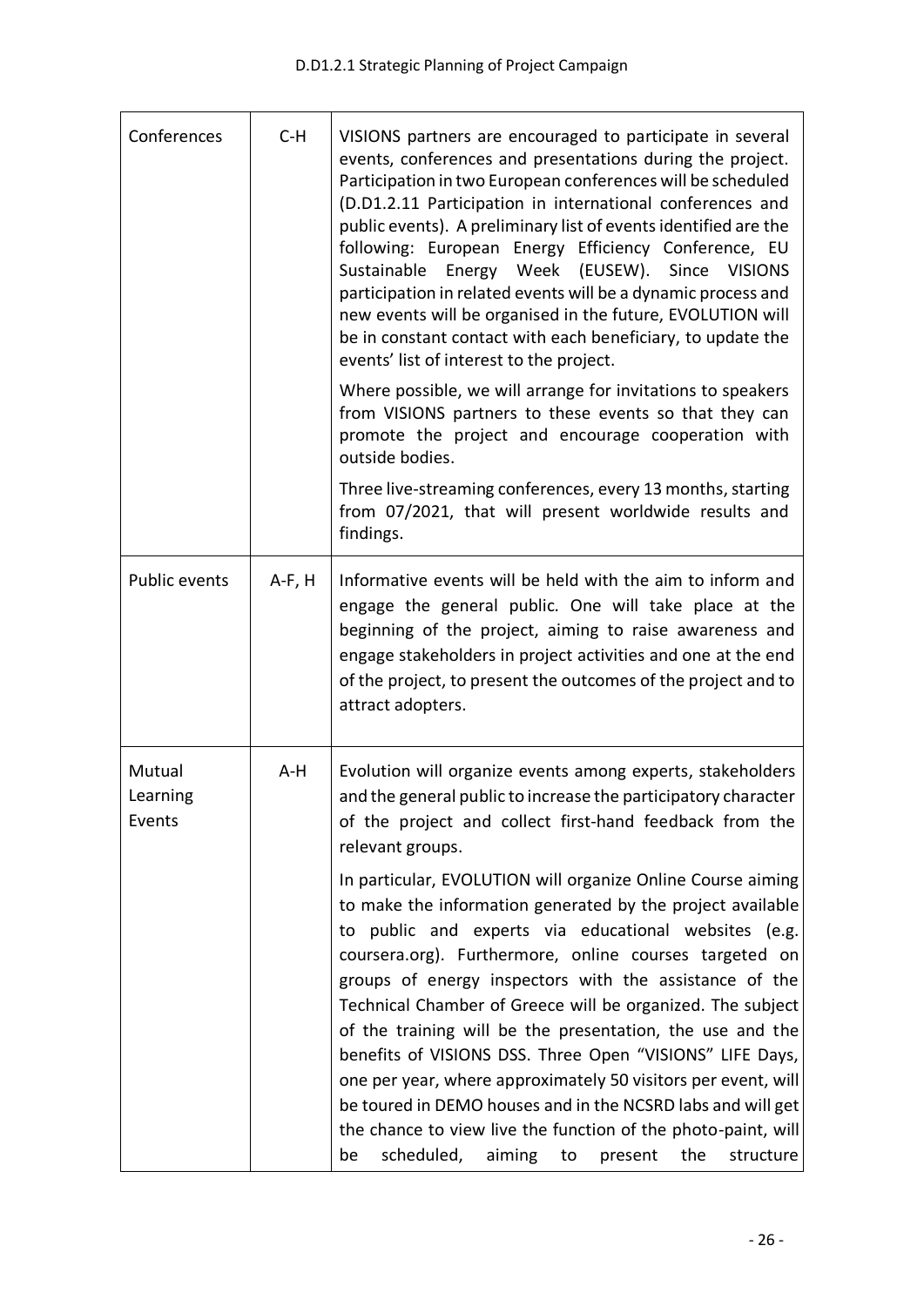| Conferences | C-H | VISIONS partners are encouraged to participate in several events, conferences and presentations during the project. Participation in two European conferences will be scheduled (D.D1.2.11 Participation in international conferences and public events). A preliminary list of events identified are the following: European Energy Efficiency Conference, EU Sustainable Energy Week (EUSEW). Since VISIONS participation in related events will be a dynamic process and new events will be organised in the future, EVOLUTION will be in constant contact with each beneficiary, to update the events' list of interest to the project.<br><br>Where possible, we will arrange for invitations to speakers from VISIONS partners to these events so that they can promote the project and encourage cooperation with outside bodies.<br><br>Three live-streaming conferences, every 13 months, starting from 07/2021, that will present worldwide results and findings. |
|---|---|---|
| Public events | A-F, H | Informative events will be held with the aim to inform and engage the general public. One will take place at the beginning of the project, aiming to raise awareness and engage stakeholders in project activities and one at the end of the project, to present the outcomes of the project and to attract adopters. |
| Mutual Learning Events | A-H | Evolution will organize events among experts, stakeholders and the general public to increase the participatory character of the project and collect first-hand feedback from the relevant groups.<br><br>In particular, EVOLUTION will organize Online Course aiming to make the information generated by the project available to public and experts via educational websites (e.g. coursera.org). Furthermore, online courses targeted on groups of energy inspectors with the assistance of the Technical Chamber of Greece will be organized. The subject of the training will be the presentation, the use and the benefits of VISIONS DSS. Three Open "VISIONS" LIFE Days, one per year, where approximately 50 visitors per event, will be toured in DEMO houses and in the NCSRD labs and will get the chance to view live the function of the photo-paint, will be scheduled, aiming to present the structure |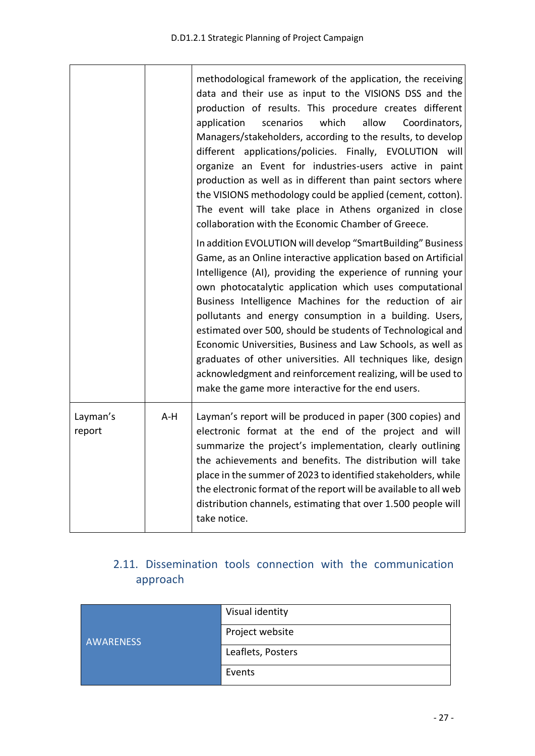| | | |
|---|---|---|
| | | methodological framework of the application, the receiving data and their use as input to the VISIONS DSS and the production of results. This procedure creates different application scenarios which allow Coordinators, Managers/stakeholders, according to the results, to develop different applications/policies. Finally, EVOLUTION will organize an Event for industries-users active in paint production as well as in different than paint sectors where the VISIONS methodology could be applied (cement, cotton). The event will take place in Athens organized in close collaboration with the Economic Chamber of Greece.<br><br>In addition EVOLUTION will develop "SmartBuilding" Business Game, as an Online interactive application based on Artificial Intelligence (AI), providing the experience of running your own photocatalytic application which uses computational Business Intelligence Machines for the reduction of air pollutants and energy consumption in a building. Users, estimated over 500, should be students of Technological and Economic Universities, Business and Law Schools, as well as graduates of other universities. All techniques like, design acknowledgment and reinforcement realizing, will be used to make the game more interactive for the end users. |
| Layman's report | A-H | Layman's report will be produced in paper (300 copies) and electronic format at the end of the project and will summarize the project's implementation, clearly outlining the achievements and benefits. The distribution will take place in the summer of 2023 to identified stakeholders, while the electronic format of the report will be available to all web distribution channels, estimating that over 1.500 people will take notice. |

## 2.11. Dissemination tools connection with the communication approach

| | |
|---|---|
| AWARENESS | Visual identity |
| | Project website |
| | Leaflets, Posters |
| | Events |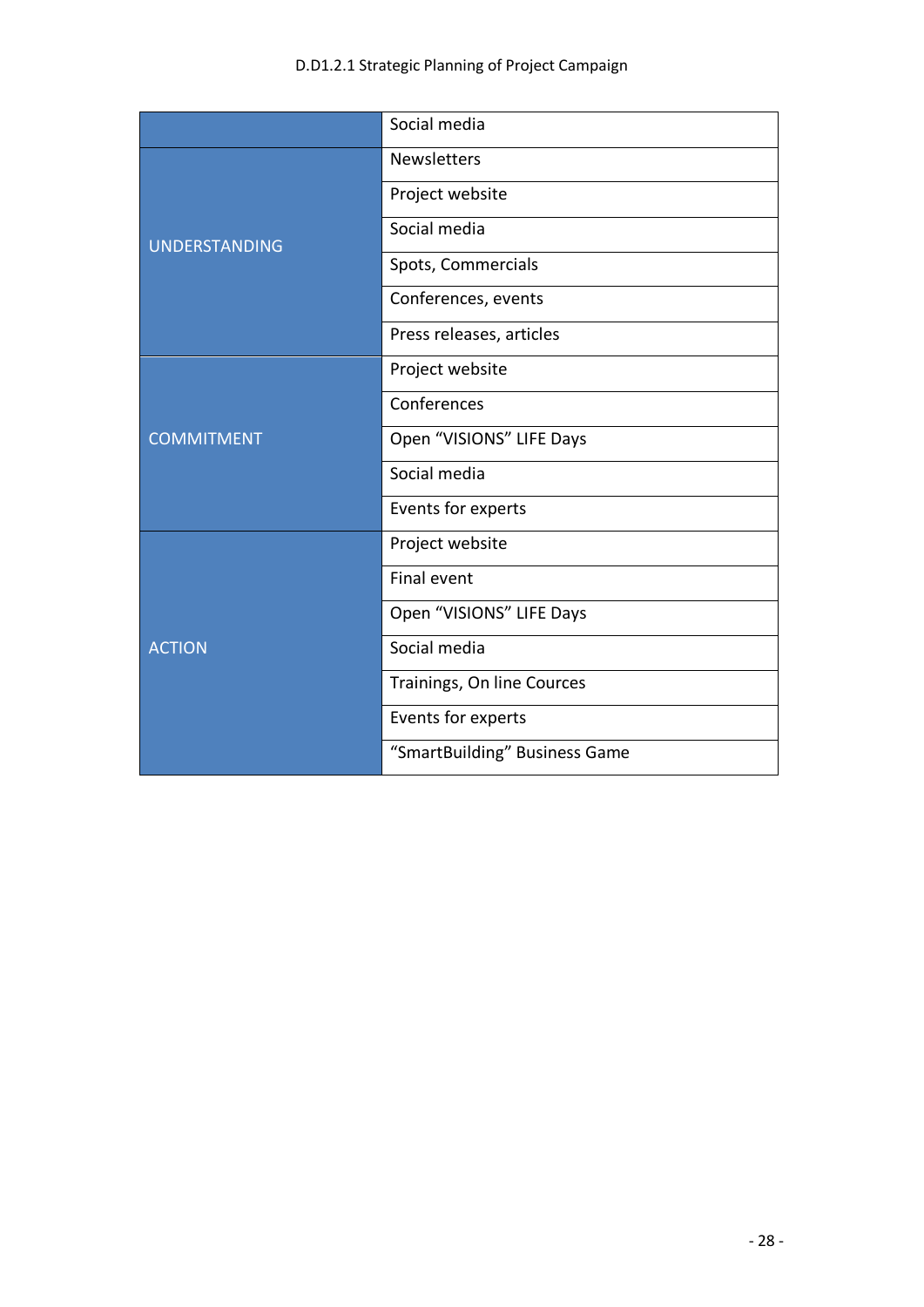| | |
|---|---|
| | Social media |
| UNDERSTANDING | Newsletters |
| | Project website |
| | Social media |
| | Spots, Commercials |
| | Conferences, events |
| | Press releases, articles |
| COMMITMENT | Project website |
| | Conferences |
| | Open “VISIONS” LIFE Days |
| | Social media |
| | Events for experts |
| ACTION | Project website |
| | Final event |
| | Open “VISIONS” LIFE Days |
| | Social media |
| | Trainings, On line Cources |
| | Events for experts |
| | “SmartBuilding” Business Game |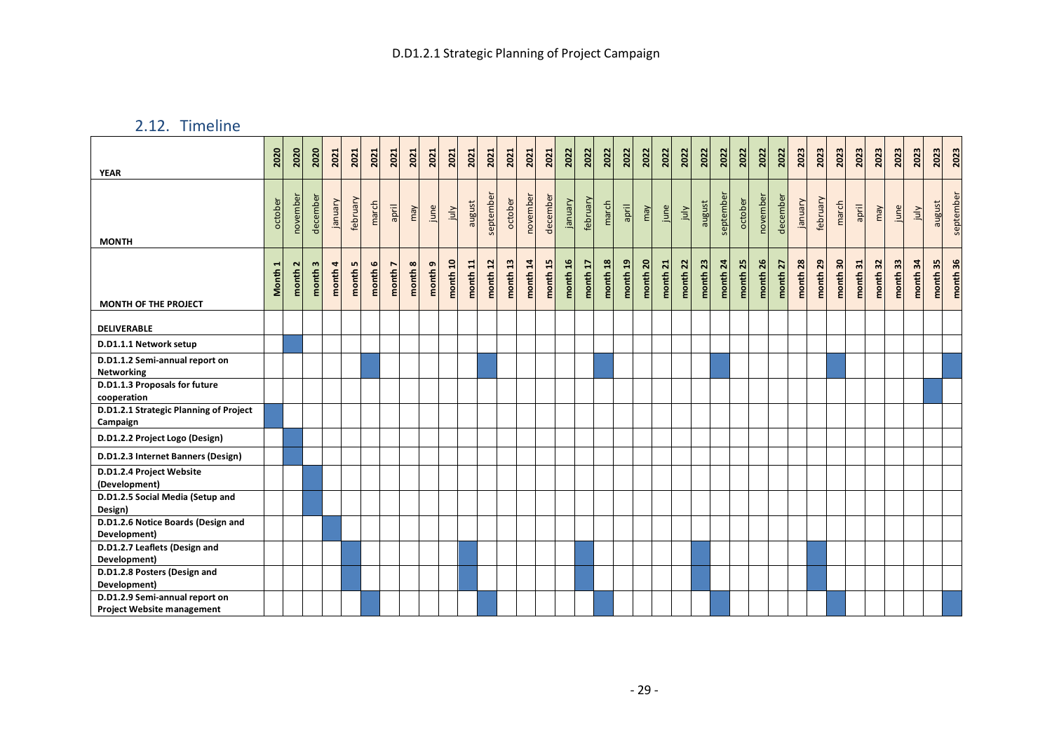## 2.12. Timeline

| YEAR | 2020 | 2020 | 2020 | 2021 | 2021 | 2021 | 2021 | 2021 | 2021 | 2021 | 2021 | 2021 | 2021 | 2021 | 2021 | 2022 | 2022 | 2022 | 2022 | 2022 | 2022 | 2022 | 2022 | 2022 | 2022 | 2022 | 2022 | 2023 | 2023 | 2023 | 2023 | 2023 | 2023 | 2023 | 2023 | 2023 |
|---|---|---|---|---|---|---|---|---|---|---|---|---|---|---|---|---|---|---|---|---|---|---|---|---|---|---|---|---|---|---|---|---|---|---|---|---|
| **MONTH** | october | november | december | january | february | march | april | may | june | july | august | september | october | november | december | january | february | march | april | may | june | july | august | september | october | november | december | january | february | march | april | may | june | july | august | september |
| **MONTH OF THE PROJECT** | Month 1 | month 2 | month 3 | month 4 | month 5 | month 6 | month 7 | month 8 | month 9 | month 10 | month 11 | month 12 | month 13 | month 14 | month 15 | month 16 | month 17 | month 18 | month 19 | month 20 | month 21 | month 22 | month 23 | month 24 | month 25 | month 26 | month 27 | month 28 | month 29 | month 30 | month 31 | month 32 | month 33 | month 34 | month 35 | month 36 |
| **DELIVERABLE** | | | | | | | | | | | | | | | | | | | | | | | | | | | | | | | | | | | | |
| **D.D1.1.1 Network setup** | | X | | | | | | | | | | | | | | | | | | | | | | | | | | | | | | | | | | |
| **D.D1.1.2 Semi-annual report on Networking** | | | | | | X | | | | | | X | | | | | | X | | | | | | X | | | | | | X | | | | | | X |
| **D.D1.1.3 Proposals for future cooperation** | | | | | | | | | | | | | | | | | | | | | | | | | | | | | | | | | | | X | |
| **D.D1.2.1 Strategic Planning of Project Campaign** | X | | | | | | | | | | | | | | | | | | | | | | | | | | | | | | | | | | | |
| **D.D1.2.2 Project Logo (Design)** | | X | | | | | | | | | | | | | | | | | | | | | | | | | | | | | | | | | | |
| **D.D1.2.3 Internet Banners (Design)** | | X | | | | | | | | | | | | | | | | | | | | | | | | | | | | | | | | | | |
| **D.D1.2.4 Project Website (Development)** | | | X | | | | | | | | | | | | | | | | | | | | | | | | | | | | | | | | | |
| **D.D1.2.5 Social Media (Setup and Design)** | | | X | | | | | | | | | | | | | | | | | | | | | | | | | | | | | | | | | |
| **D.D1.2.6 Notice Boards (Design and Development)** | | | | X | | | | | | | | | | | | | | | | | | | | | | | | | | | | | | | | |
| **D.D1.2.7 Leaflets (Design and Development)** | | | | | X | | | | | | X | | | | | | X | | | | | | X | | | | | | X | | | | | | | |
| **D.D1.2.8 Posters (Design and Development)** | | | | | X | | | | | | X | | | | | | X | | | | | | X | | | | | | X | | | | | | | |
| **D.D1.2.9 Semi-annual report on Project Website management** | | | | | | X | | | | | | X | | | | | | X | | | | | | X | | | | | | X | | | | | | X |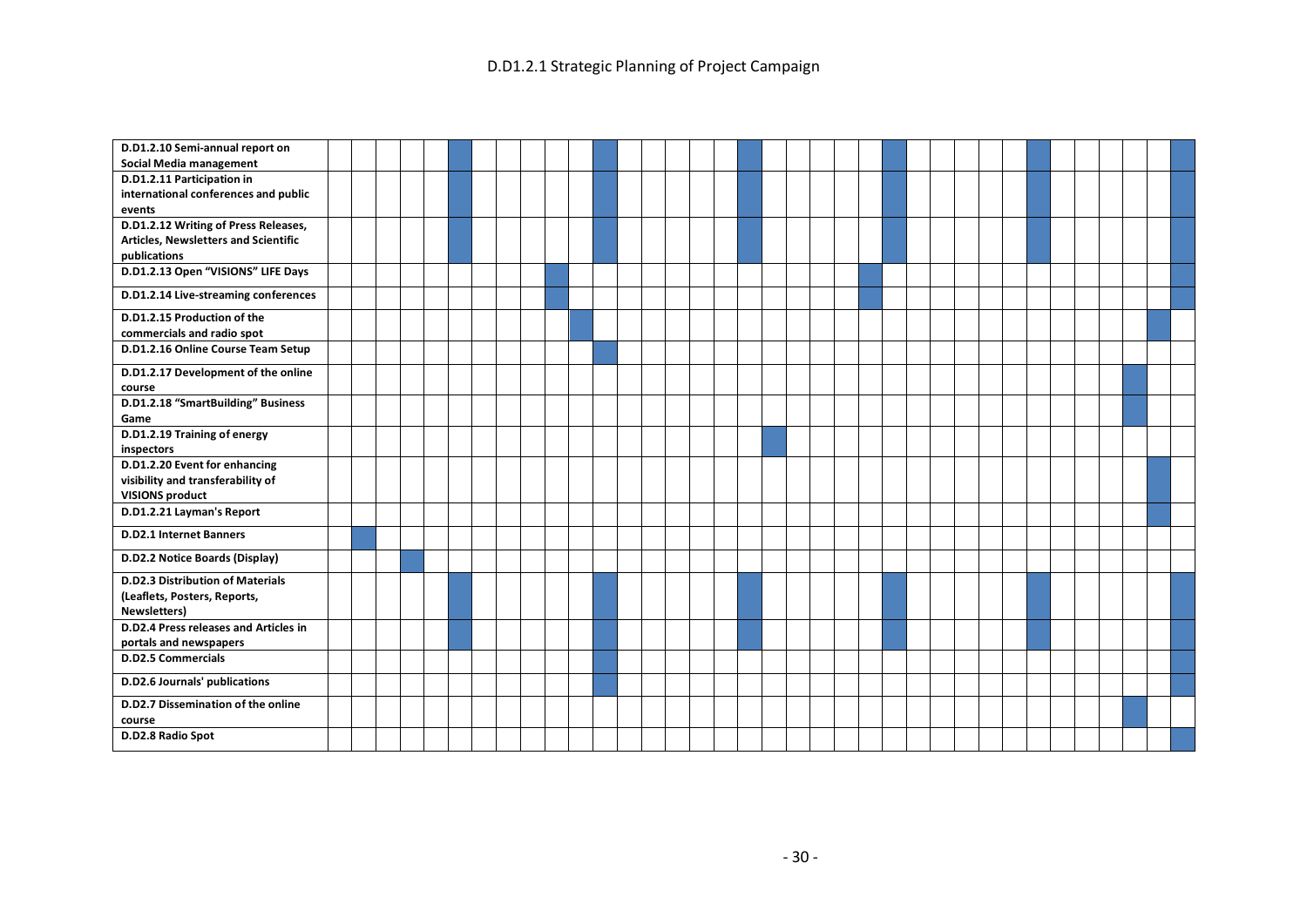D.D1.2.1 Strategic Planning of Project Campaign

| Deliverable | | | | | | | | | | | | | | | | | | | | | | | | | | | | | | | | | | | | |
|---|---|---|---|---|---|---|---|---|---|---|---|---|---|---|---|---|---|---|---|---|---|---|---|---|---|---|---|---|---|---|---|---|---|---|---|---|
| **D.D1.2.10 Semi-annual report on Social Media management** | | | | | | ■ | | | | | | ■ | | | | | | ■ | | | | | | ■ | | | | | | ■ | | | | | | ■ |
| **D.D1.2.11 Participation in international conferences and public events** | | | | | | ■ | | | | | | ■ | | | | | | ■ | | | | | | ■ | | | | | | ■ | | | | | | ■ |
| **D.D1.2.12 Writing of Press Releases, Articles, Newsletters and Scientific publications** | | | | | | ■ | | | | | | ■ | | | | | | ■ | | | | | | ■ | | | | | | ■ | | | | | | ■ |
| **D.D1.2.13 Open "VISIONS" LIFE Days** | | | | | | | | | | ■ | | | | | | | | | | | | | ■ | | | | | | | | | | | | | ■ |
| **D.D1.2.14 Live-streaming conferences** | | | | | | | | | | ■ | | | | | | | | | | | | | ■ | | | | | | | | | | | | | ■ |
| **D.D1.2.15 Production of the commercials and radio spot** | | | | | | | | | | | ■ | | | | | | | | | | | | | | | | | | | | | | | | ■ | |
| **D.D1.2.16 Online Course Team Setup** | | | | | | | | | | | | ■ | | | | | | | | | | | | | | | | | | | | | | | | |
| **D.D1.2.17 Development of the online course** | | | | | | | | | | | | | | | | | | | | | | | | | | | | | | | | | | ■ | | |
| **D.D1.2.18 "SmartBuilding" Business Game** | | | | | | | | | | | | | | | | | | | | | | | | | | | | | | | | | | ■ | | |
| **D.D1.2.19 Training of energy inspectors** | | | | | | | | | | | | | | | | | | | ■ | | | | | | | | | | | | | | | | | |
| **D.D1.2.20 Event for enhancing visibility and transferability of VISIONS product** | | | | | | | | | | | | | | | | | | | | | | | | | | | | | | | | | | | ■ | |
| **D.D1.2.21 Layman's Report** | | | | | | | | | | | | | | | | | | | | | | | | | | | | | | | | | | | ■ | |
| **D.D2.1 Internet Banners** | | ■ | | | | | | | | | | | | | | | | | | | | | | | | | | | | | | | | | | |
| **D.D2.2 Notice Boards (Display)** | | | | ■ | | | | | | | | | | | | | | | | | | | | | | | | | | | | | | | | |
| **D.D2.3 Distribution of Materials (Leaflets, Posters, Reports, Newsletters)** | | | | | | ■ | | | | | | ■ | | | | | | ■ | | | | | | ■ | | | | | | ■ | | | | | | ■ |
| **D.D2.4 Press releases and Articles in portals and newspapers** | | | | | | ■ | | | | | | ■ | | | | | | ■ | | | | | | ■ | | | | | | ■ | | | | | | ■ |
| **D.D2.5 Commercials** | | | | | | | | | | | | ■ | | | | | | | | | | | | | | | | | | | | | | | | ■ |
| **D.D2.6 Journals' publications** | | | | | | | | | | | | ■ | | | | | | | | | | | | | | | | | | | | | | | | ■ |
| **D.D2.7 Dissemination of the online course** | | | | | | | | | | | | | | | | | | | | | | | | | | | | | | | | | | ■ | | |
| **D.D2.8 Radio Spot** | | | | | | | | | | | | | | | | | | | | | | | | | | | | | | | | | | | | ■ |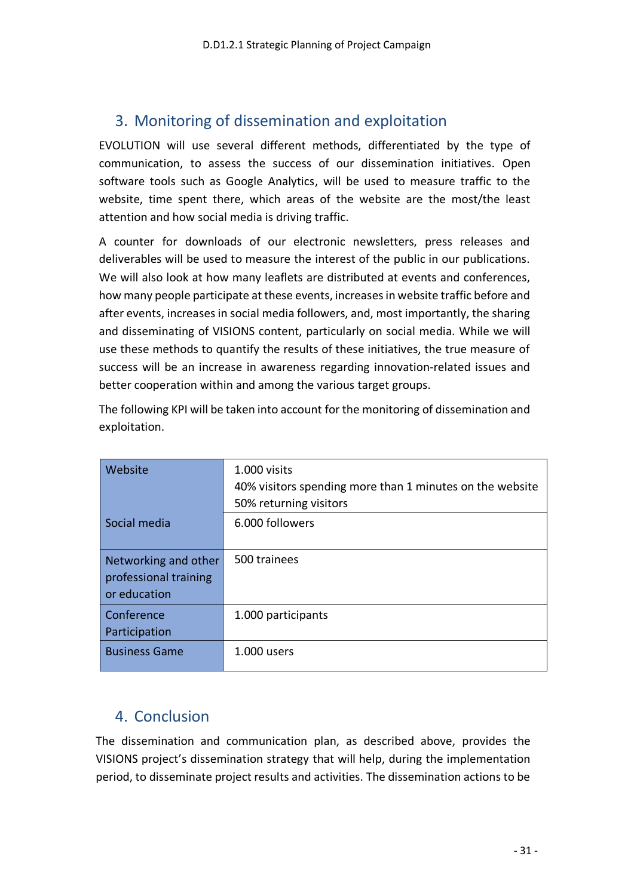## 3. Monitoring of dissemination and exploitation

EVOLUTION will use several different methods, differentiated by the type of communication, to assess the success of our dissemination initiatives. Open software tools such as Google Analytics, will be used to measure traffic to the website, time spent there, which areas of the website are the most/the least attention and how social media is driving traffic.

A counter for downloads of our electronic newsletters, press releases and deliverables will be used to measure the interest of the public in our publications. We will also look at how many leaflets are distributed at events and conferences, how many people participate at these events, increases in website traffic before and after events, increases in social media followers, and, most importantly, the sharing and disseminating of VISIONS content, particularly on social media. While we will use these methods to quantify the results of these initiatives, the true measure of success will be an increase in awareness regarding innovation-related issues and better cooperation within and among the various target groups.

The following KPI will be taken into account for the monitoring of dissemination and exploitation.

| | |
|---|---|
| Website | 1.000 visits<br>40% visitors spending more than 1 minutes on the website<br>50% returning visitors |
| Social media | 6.000 followers |
| Networking and other professional training or education | 500 trainees |
| Conference Participation | 1.000 participants |
| Business Game | 1.000 users |

## 4. Conclusion

The dissemination and communication plan, as described above, provides the VISIONS project's dissemination strategy that will help, during the implementation period, to disseminate project results and activities. The dissemination actions to be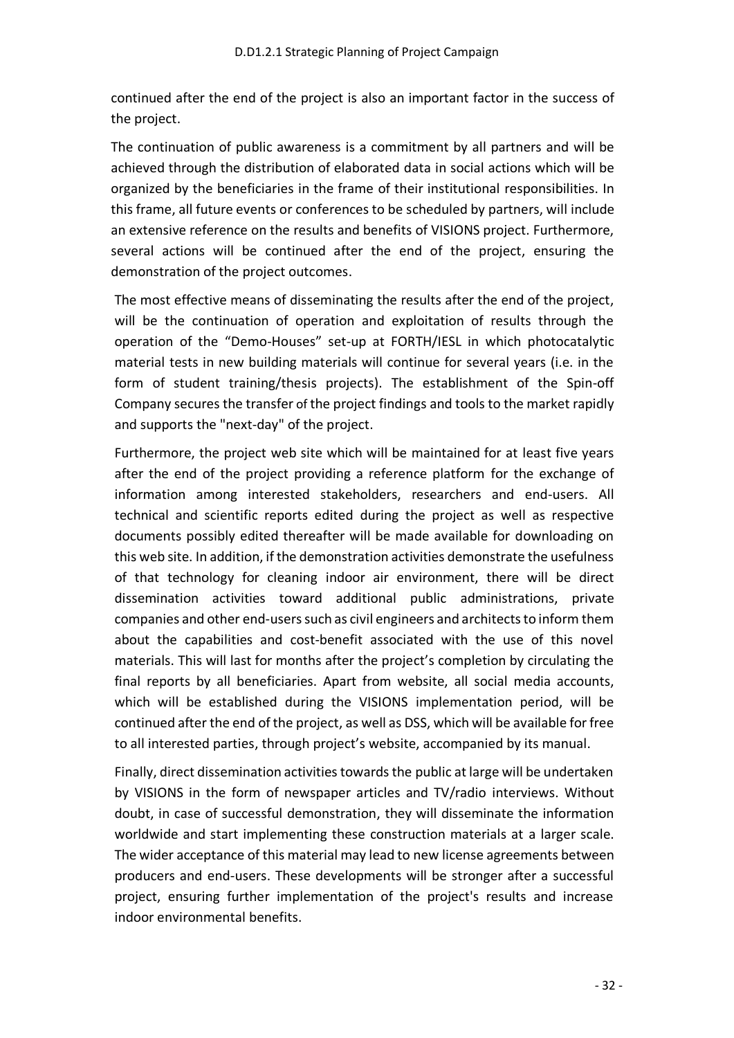continued after the end of the project is also an important factor in the success of the project.

The continuation of public awareness is a commitment by all partners and will be achieved through the distribution of elaborated data in social actions which will be organized by the beneficiaries in the frame of their institutional responsibilities. In this frame, all future events or conferences to be scheduled by partners, will include an extensive reference on the results and benefits of VISIONS project. Furthermore, several actions will be continued after the end of the project, ensuring the demonstration of the project outcomes.

The most effective means of disseminating the results after the end of the project, will be the continuation of operation and exploitation of results through the operation of the "Demo-Houses" set-up at FORTH/IESL in which photocatalytic material tests in new building materials will continue for several years (i.e. in the form of student training/thesis projects). The establishment of the Spin-off Company secures the transfer of the project findings and tools to the market rapidly and supports the "next-day" of the project.

Furthermore, the project web site which will be maintained for at least five years after the end of the project providing a reference platform for the exchange of information among interested stakeholders, researchers and end-users. All technical and scientific reports edited during the project as well as respective documents possibly edited thereafter will be made available for downloading on this web site. In addition, if the demonstration activities demonstrate the usefulness of that technology for cleaning indoor air environment, there will be direct dissemination activities toward additional public administrations, private companies and other end-users such as civil engineers and architects to inform them about the capabilities and cost-benefit associated with the use of this novel materials. This will last for months after the project's completion by circulating the final reports by all beneficiaries. Apart from website, all social media accounts, which will be established during the VISIONS implementation period, will be continued after the end of the project, as well as DSS, which will be available for free to all interested parties, through project's website, accompanied by its manual.

Finally, direct dissemination activities towards the public at large will be undertaken by VISIONS in the form of newspaper articles and TV/radio interviews. Without doubt, in case of successful demonstration, they will disseminate the information worldwide and start implementing these construction materials at a larger scale. The wider acceptance of this material may lead to new license agreements between producers and end-users. These developments will be stronger after a successful project, ensuring further implementation of the project's results and increase indoor environmental benefits.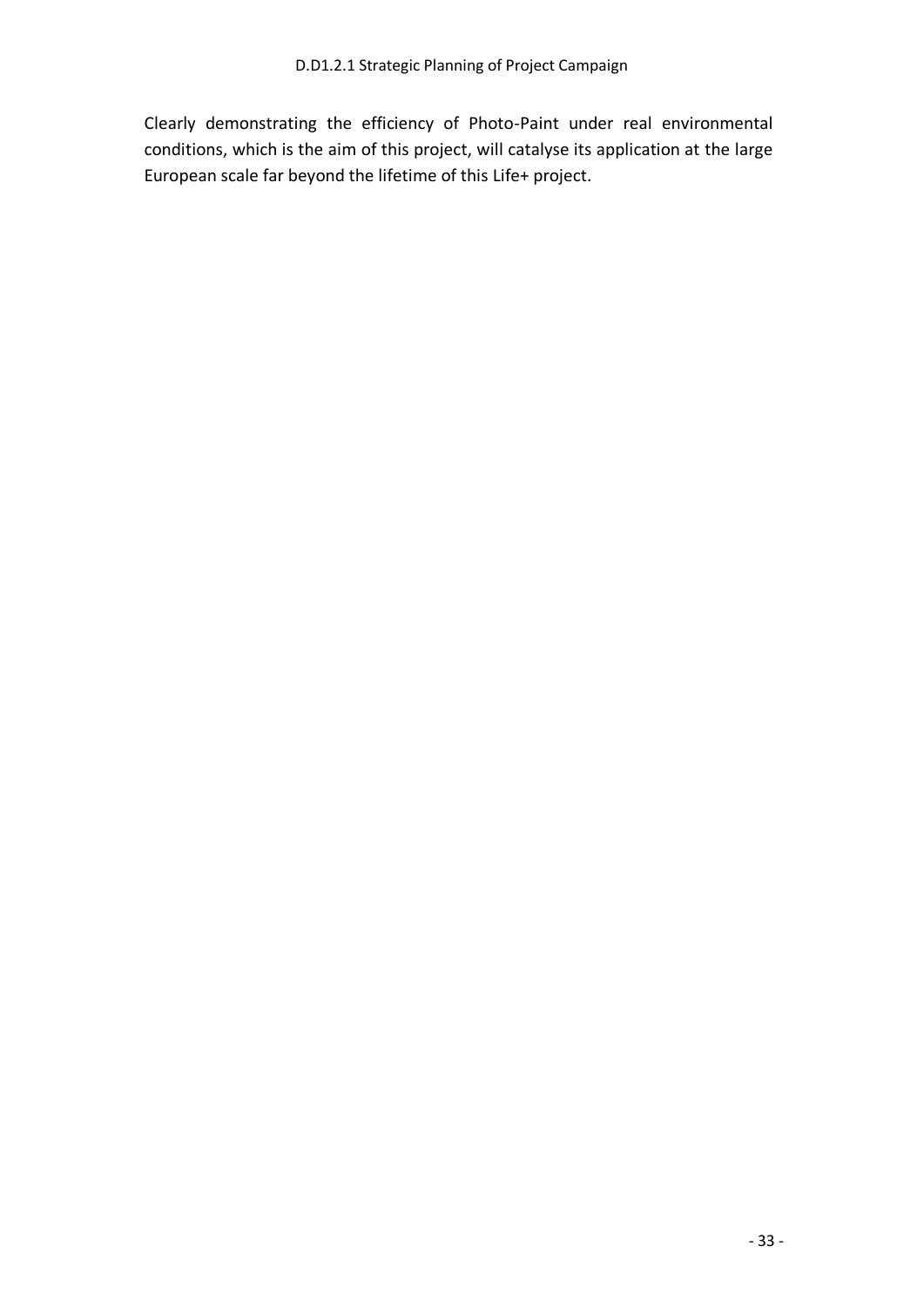Clearly demonstrating the efficiency of Photo-Paint under real environmental conditions, which is the aim of this project, will catalyse its application at the large European scale far beyond the lifetime of this Life+ project.